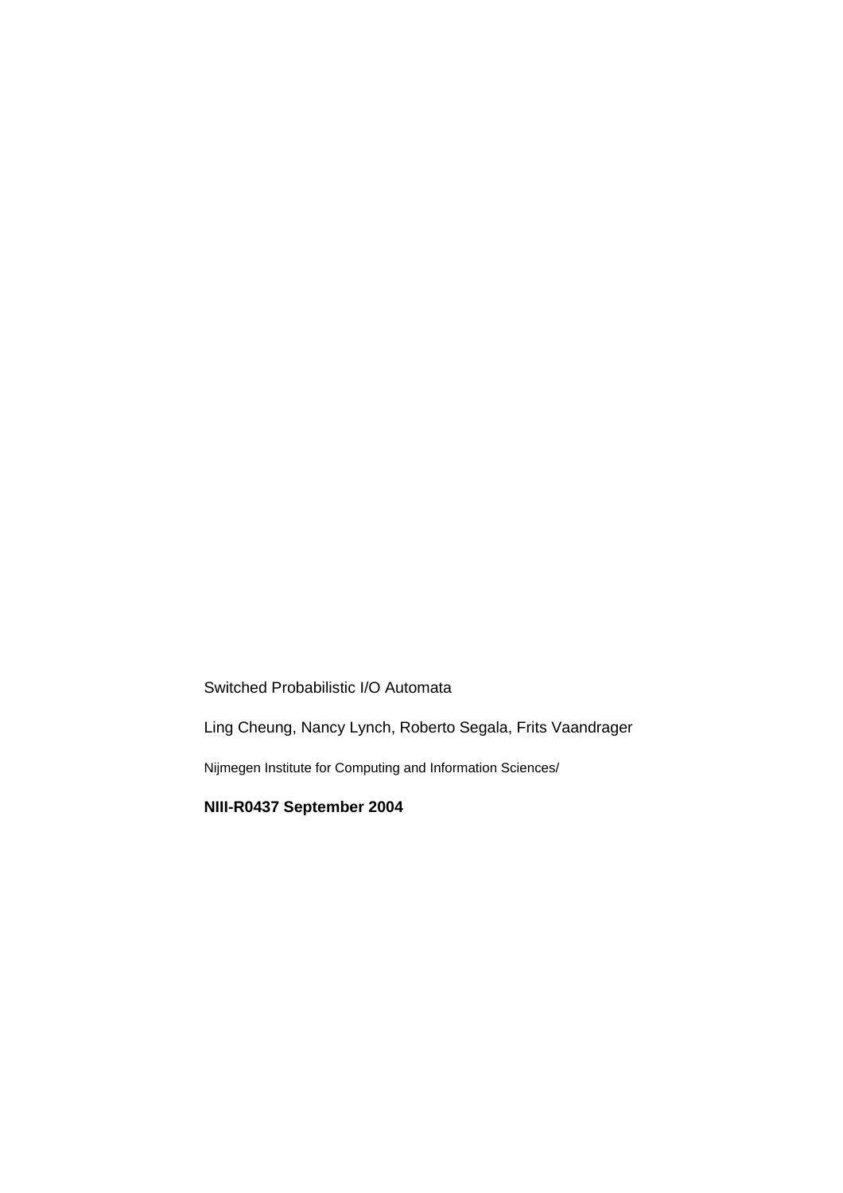Switched Probabilistic I/O Automata

Ling Cheung, Nancy Lynch, Roberto Segala, Frits Vaandrager

Nijmegen Institute for Computing and Information Sciences/

**NIII-R0437 September 2004**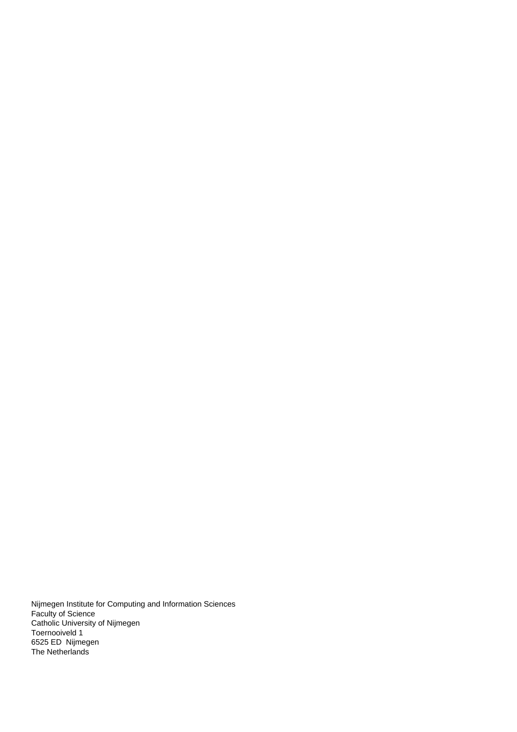Nijmegen Institute for Computing and Information Sciences
Faculty of Science
Catholic University of Nijmegen
Toernooiveld 1
6525 ED Nijmegen
The Netherlands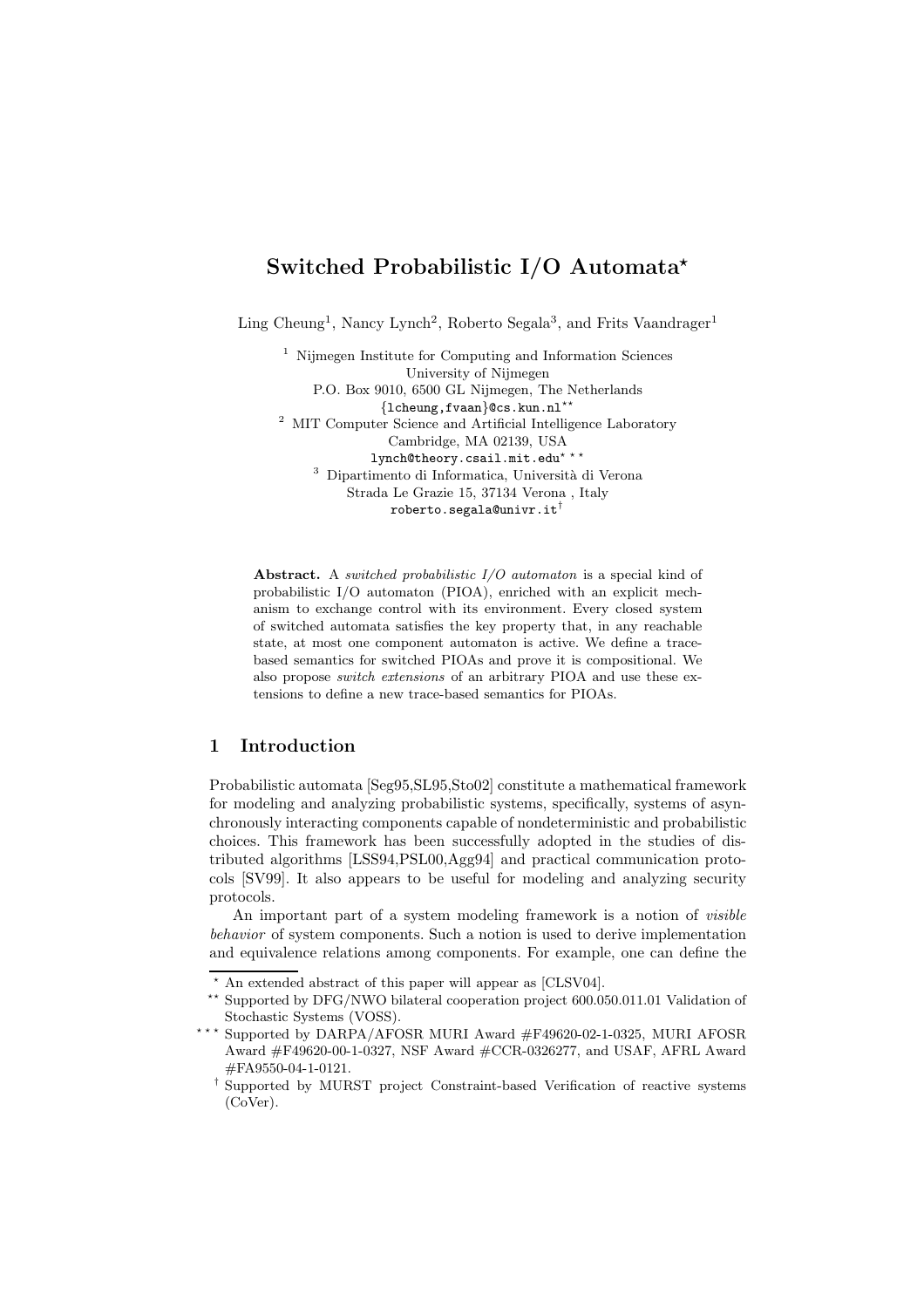# Switched Probabilistic I/O Automata*

Ling Cheung[1], Nancy Lynch[2], Roberto Segala[3], and Frits Vaandrager[1]

[1] Nijmegen Institute for Computing and Information Sciences
University of Nijmegen
P.O. Box 9010, 6500 GL Nijmegen, The Netherlands
{lcheung,fvaan}@cs.kun.nl**

[2] MIT Computer Science and Artificial Intelligence Laboratory
Cambridge, MA 02139, USA
lynch@theory.csail.mit.edu* **

[3] Dipartimento di Informatica, Università di Verona
Strada Le Grazie 15, 37134 Verona , Italy
roberto.segala@univr.it†

**Abstract.** A *switched probabilistic I/O automaton* is a special kind of probabilistic I/O automaton (PIOA), enriched with an explicit mechanism to exchange control with its environment. Every closed system of switched automata satisfies the key property that, in any reachable state, at most one component automaton is active. We define a trace-based semantics for switched PIOAs and prove it is compositional. We also propose *switch extensions* of an arbitrary PIOA and use these extensions to define a new trace-based semantics for PIOAs.

## 1 Introduction

Probabilistic automata [Seg95,SL95,Sto02] constitute a mathematical framework for modeling and analyzing probabilistic systems, specifically, systems of asynchronously interacting components capable of nondeterministic and probabilistic choices. This framework has been successfully adopted in the studies of distributed algorithms [LSS94,PSL00,Agg94] and practical communication protocols [SV99]. It also appears to be useful for modeling and analyzing security protocols.

An important part of a system modeling framework is a notion of *visible behavior* of system components. Such a notion is used to derive implementation and equivalence relations among components. For example, one can define the

---

* An extended abstract of this paper will appear as [CLSV04].

** Supported by DFG/NWO bilateral cooperation project 600.050.011.01 Validation of Stochastic Systems (VOSS).

*** Supported by DARPA/AFOSR MURI Award #F49620-02-1-0325, MURI AFOSR Award #F49620-00-1-0327, NSF Award #CCR-0326277, and USAF, AFRL Award #FA9550-04-1-0121.

† Supported by MURST project Constraint-based Verification of reactive systems (CoVer).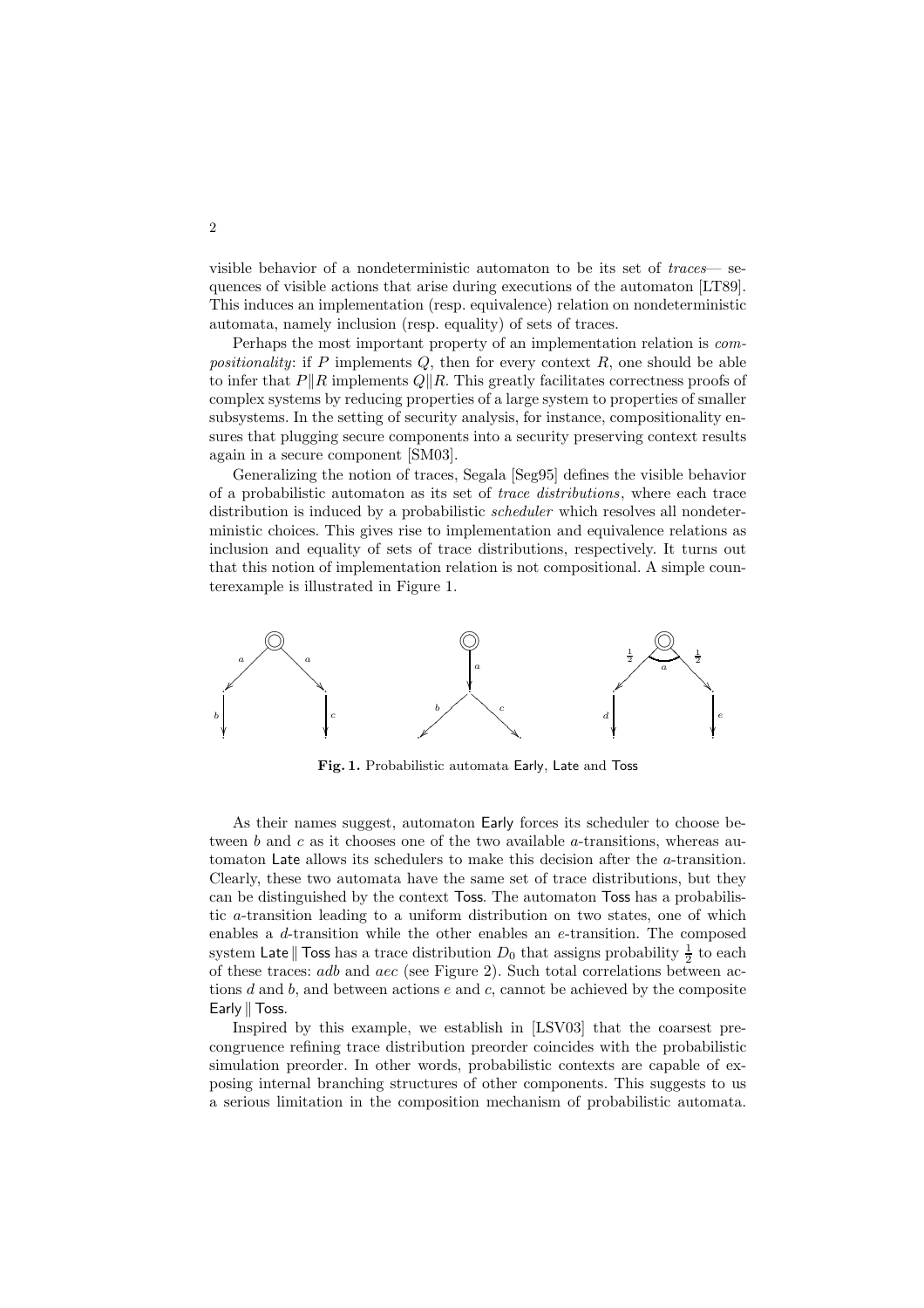visible behavior of a nondeterministic automaton to be its set of *traces*— sequences of visible actions that arise during executions of the automaton [LT89]. This induces an implementation (resp. equivalence) relation on nondeterministic automata, namely inclusion (resp. equality) of sets of traces.

Perhaps the most important property of an implementation relation is *compositionality*: if $P$ implements $Q$, then for every context $R$, one should be able to infer that $P \| R$ implements $Q \| R$. This greatly facilitates correctness proofs of complex systems by reducing properties of a large system to properties of smaller subsystems. In the setting of security analysis, for instance, compositionality ensures that plugging secure components into a security preserving context results again in a secure component [SM03].

Generalizing the notion of traces, Segala [Seg95] defines the visible behavior of a probabilistic automaton as its set of *trace distributions*, where each trace distribution is induced by a probabilistic *scheduler* which resolves all nondeterministic choices. This gives rise to implementation and equivalence relations as inclusion and equality of sets of trace distributions, respectively. It turns out that this notion of implementation relation is not compositional. A simple counterexample is illustrated in Figure 1.

**Fig. 1.** Probabilistic automata Early, Late and Toss

As their names suggest, automaton Early forces its scheduler to choose between $b$ and $c$ as it chooses one of the two available $a$-transitions, whereas automaton Late allows its schedulers to make this decision after the $a$-transition. Clearly, these two automata have the same set of trace distributions, but they can be distinguished by the context Toss. The automaton Toss has a probabilistic $a$-transition leading to a uniform distribution on two states, one of which enables a $d$-transition while the other enables an $e$-transition. The composed system Late $\|$ Toss has a trace distribution $D_0$ that assigns probability $\frac{1}{2}$ to each of these traces: $adb$ and $aec$ (see Figure 2). Such total correlations between actions $d$ and $b$, and between actions $e$ and $c$, cannot be achieved by the composite Early $\|$ Toss.

Inspired by this example, we establish in [LSV03] that the coarsest precongruence refining trace distribution preorder coincides with the probabilistic simulation preorder. In other words, probabilistic contexts are capable of exposing internal branching structures of other components. This suggests to us a serious limitation in the composition mechanism of probabilistic automata.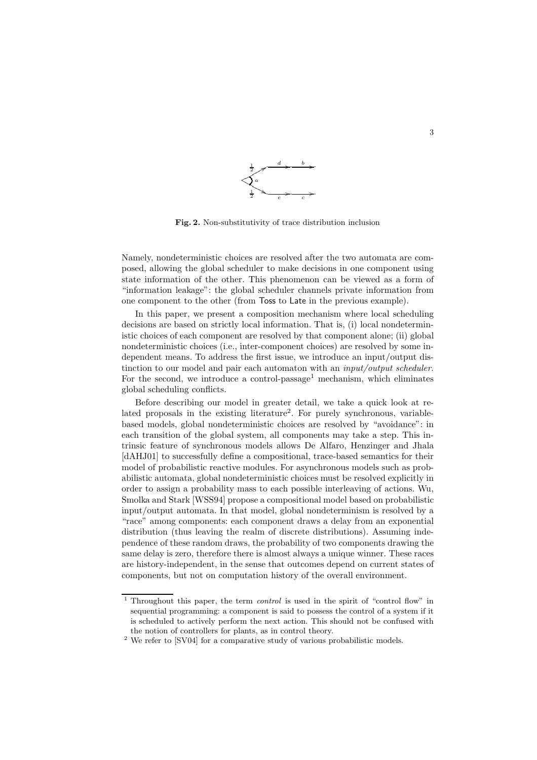Fig. 2. Non-substitutivity of trace distribution inclusion

Namely, nondeterministic choices are resolved after the two automata are composed, allowing the global scheduler to make decisions in one component using state information of the other. This phenomenon can be viewed as a form of "information leakage": the global scheduler channels private information from one component to the other (from Toss to Late in the previous example).

In this paper, we present a composition mechanism where local scheduling decisions are based on strictly local information. That is, (i) local nondeterministic choices of each component are resolved by that component alone; (ii) global nondeterministic choices (i.e., inter-component choices) are resolved by some independent means. To address the first issue, we introduce an input/output distinction to our model and pair each automaton with an *input/output scheduler*. For the second, we introduce a control-passage[1] mechanism, which eliminates global scheduling conflicts.

Before describing our model in greater detail, we take a quick look at related proposals in the existing literature[2]. For purely synchronous, variable-based models, global nondeterministic choices are resolved by "avoidance": in each transition of the global system, all components may take a step. This intrinsic feature of synchronous models allows De Alfaro, Henzinger and Jhala [dAHJ01] to successfully define a compositional, trace-based semantics for their model of probabilistic reactive modules. For asynchronous models such as probabilistic automata, global nondeterministic choices must be resolved explicitly in order to assign a probability mass to each possible interleaving of actions. Wu, Smolka and Stark [WSS94] propose a compositional model based on probabilistic input/output automata. In that model, global nondeterminism is resolved by a "race" among components: each component draws a delay from an exponential distribution (thus leaving the realm of discrete distributions). Assuming independence of these random draws, the probability of two components drawing the same delay is zero, therefore there is almost always a unique winner. These races are history-independent, in the sense that outcomes depend on current states of components, but not on computation history of the overall environment.

---

[1] Throughout this paper, the term *control* is used in the spirit of "control flow" in sequential programming: a component is said to possess the control of a system if it is scheduled to actively perform the next action. This should not be confused with the notion of controllers for plants, as in control theory.

[2] We refer to [SV04] for a comparative study of various probabilistic models.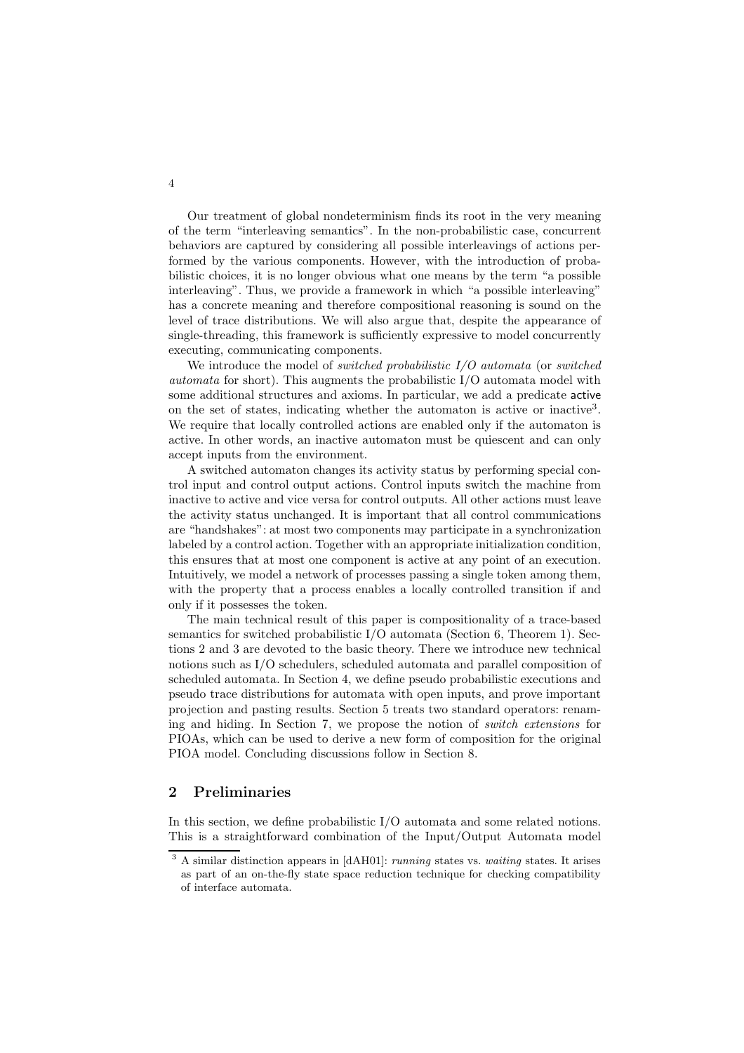Our treatment of global nondeterminism finds its root in the very meaning of the term "interleaving semantics". In the non-probabilistic case, concurrent behaviors are captured by considering all possible interleavings of actions performed by the various components. However, with the introduction of probabilistic choices, it is no longer obvious what one means by the term "a possible interleaving". Thus, we provide a framework in which "a possible interleaving" has a concrete meaning and therefore compositional reasoning is sound on the level of trace distributions. We will also argue that, despite the appearance of single-threading, this framework is sufficiently expressive to model concurrently executing, communicating components.

We introduce the model of *switched probabilistic I/O automata* (or *switched automata* for short). This augments the probabilistic I/O automata model with some additional structures and axioms. In particular, we add a predicate active on the set of states, indicating whether the automaton is active or inactive[3]. We require that locally controlled actions are enabled only if the automaton is active. In other words, an inactive automaton must be quiescent and can only accept inputs from the environment.

A switched automaton changes its activity status by performing special control input and control output actions. Control inputs switch the machine from inactive to active and vice versa for control outputs. All other actions must leave the activity status unchanged. It is important that all control communications are "handshakes": at most two components may participate in a synchronization labeled by a control action. Together with an appropriate initialization condition, this ensures that at most one component is active at any point of an execution. Intuitively, we model a network of processes passing a single token among them, with the property that a process enables a locally controlled transition if and only if it possesses the token.

The main technical result of this paper is compositionality of a trace-based semantics for switched probabilistic I/O automata (Section 6, Theorem 1). Sections 2 and 3 are devoted to the basic theory. There we introduce new technical notions such as I/O schedulers, scheduled automata and parallel composition of scheduled automata. In Section 4, we define pseudo probabilistic executions and pseudo trace distributions for automata with open inputs, and prove important projection and pasting results. Section 5 treats two standard operators: renaming and hiding. In Section 7, we propose the notion of *switch extensions* for PIOAs, which can be used to derive a new form of composition for the original PIOA model. Concluding discussions follow in Section 8.

## 2 Preliminaries

In this section, we define probabilistic I/O automata and some related notions. This is a straightforward combination of the Input/Output Automata model

[3] A similar distinction appears in [dAH01]: *running* states vs. *waiting* states. It arises as part of an on-the-fly state space reduction technique for checking compatibility of interface automata.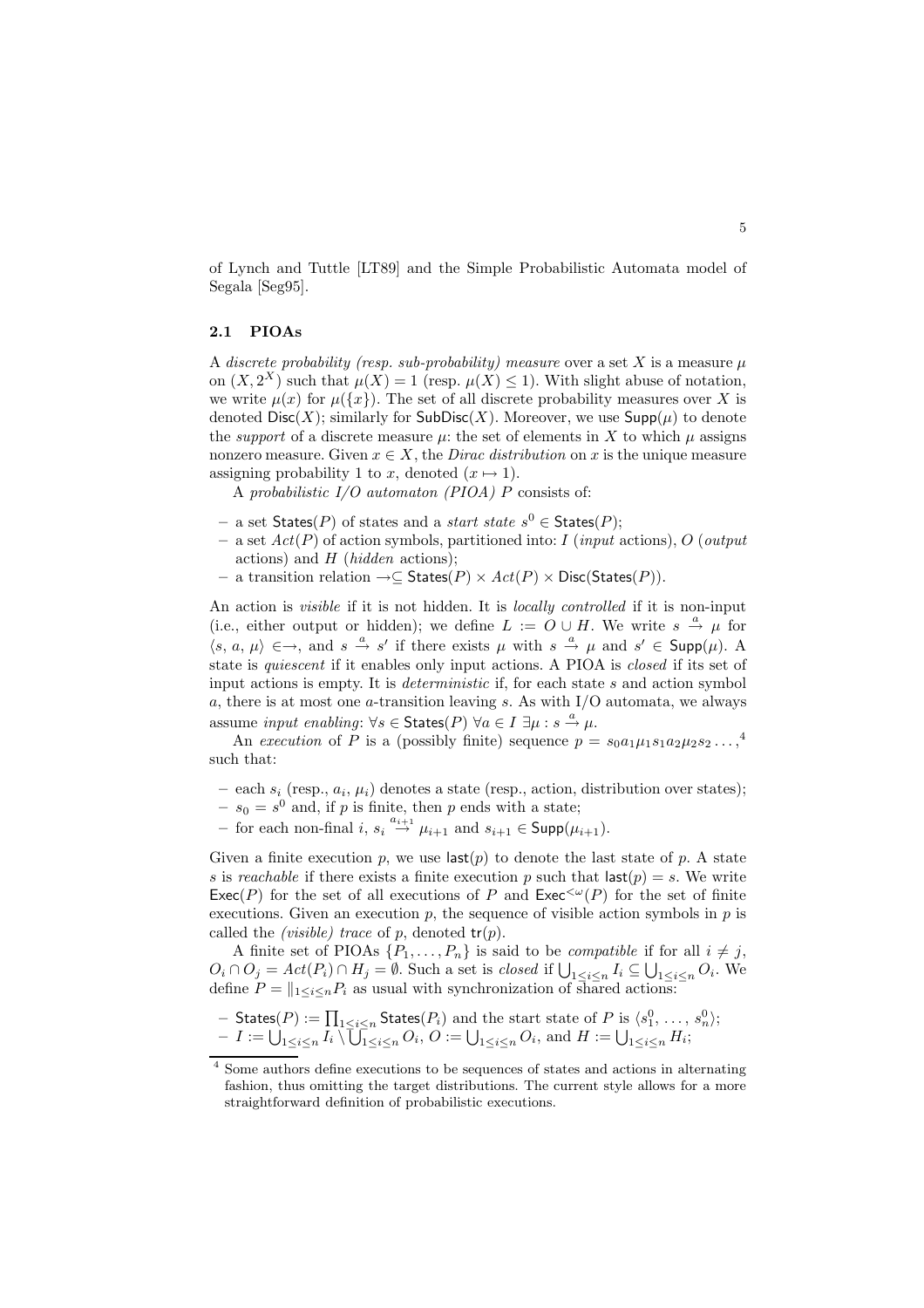of Lynch and Tuttle [LT89] and the Simple Probabilistic Automata model of Segala [Seg95].

### 2.1 PIOAs

A *discrete probability (resp. sub-probability) measure* over a set $X$ is a measure $\mu$ on $(X, 2^X)$ such that $\mu(X) = 1$ (resp. $\mu(X) \leq 1$). With slight abuse of notation, we write $\mu(x)$ for $\mu(\{x\})$. The set of all discrete probability measures over $X$ is denoted $\mathsf{Disc}(X)$; similarly for $\mathsf{SubDisc}(X)$. Moreover, we use $\mathsf{Supp}(\mu)$ to denote the *support* of a discrete measure $\mu$: the set of elements in $X$ to which $\mu$ assigns nonzero measure. Given $x \in X$, the *Dirac distribution* on $x$ is the unique measure assigning probability 1 to $x$, denoted $(x \mapsto 1)$.

A *probabilistic I/O automaton (PIOA)* $P$ consists of:

- a set $\mathsf{States}(P)$ of states and a *start state* $s^0 \in \mathsf{States}(P)$;
- a set $Act(P)$ of action symbols, partitioned into: $I$ (*input* actions), $O$ (*output* actions) and $H$ (*hidden* actions);
- a transition relation $\rightarrow \subseteq \mathsf{States}(P) \times Act(P) \times \mathsf{Disc}(\mathsf{States}(P))$.

An action is *visible* if it is not hidden. It is *locally controlled* if it is non-input (i.e., either output or hidden); we define $L := O \cup H$. We write $s \xrightarrow{a} \mu$ for $\langle s, a, \mu \rangle \in \rightarrow$, and $s \xrightarrow{a} s'$ if there exists $\mu$ with $s \xrightarrow{a} \mu$ and $s' \in \mathsf{Supp}(\mu)$. A state is *quiescent* if it enables only input actions. A PIOA is *closed* if its set of input actions is empty. It is *deterministic* if, for each state $s$ and action symbol $a$, there is at most one $a$-transition leaving $s$. As with I/O automata, we always assume *input enabling*: $\forall s \in \mathsf{States}(P)\ \forall a \in I\ \exists \mu : s \xrightarrow{a} \mu$.

An *execution* of $P$ is a (possibly finite) sequence $p = s_0 a_1 \mu_1 s_1 a_2 \mu_2 s_2 \ldots$,[4] such that:

- each $s_i$ (resp., $a_i$, $\mu_i$) denotes a state (resp., action, distribution over states);
- $s_0 = s^0$ and, if $p$ is finite, then $p$ ends with a state;
- for each non-final $i$, $s_i \xrightarrow{a_{i+1}} \mu_{i+1}$ and $s_{i+1} \in \mathsf{Supp}(\mu_{i+1})$.

Given a finite execution $p$, we use $\mathsf{last}(p)$ to denote the last state of $p$. A state $s$ is *reachable* if there exists a finite execution $p$ such that $\mathsf{last}(p) = s$. We write $\mathsf{Exec}(P)$ for the set of all executions of $P$ and $\mathsf{Exec}^{<\omega}(P)$ for the set of finite executions. Given an execution $p$, the sequence of visible action symbols in $p$ is called the *(visible) trace* of $p$, denoted $\mathsf{tr}(p)$.

A finite set of PIOAs $\{P_1, \ldots, P_n\}$ is said to be *compatible* if for all $i \neq j$, $O_i \cap O_j = Act(P_i) \cap H_j = \emptyset$. Such a set is *closed* if $\bigcup_{1 \leq i \leq n} I_i \subseteq \bigcup_{1 \leq i \leq n} O_i$. We define $P = \|_{1 \leq i \leq n} P_i$ as usual with synchronization of shared actions:

- $\mathsf{States}(P) := \prod_{1 \leq i \leq n} \mathsf{States}(P_i)$ and the start state of $P$ is $\langle s_1^0, \ldots, s_n^0 \rangle$;
- $I := \bigcup_{1 \leq i \leq n} I_i \setminus \bigcup_{1 \leq i \leq n} O_i$, $O := \bigcup_{1 \leq i \leq n} O_i$, and $H := \bigcup_{1 \leq i \leq n} H_i$;

[4] Some authors define executions to be sequences of states and actions in alternating fashion, thus omitting the target distributions. The current style allows for a more straightforward definition of probabilistic executions.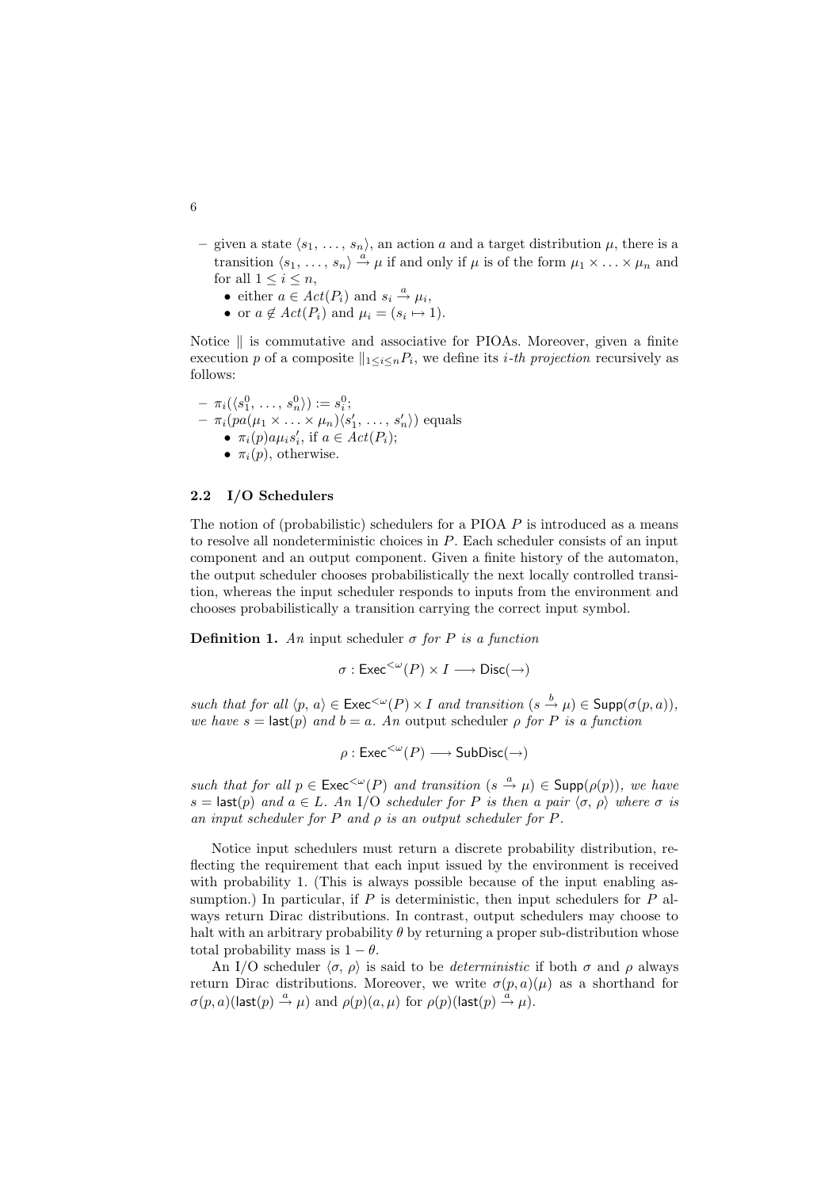– given a state $\langle s_1, \ldots, s_n \rangle$, an action $a$ and a target distribution $\mu$, there is a transition $\langle s_1, \ldots, s_n \rangle \xrightarrow{a} \mu$ if and only if $\mu$ is of the form $\mu_1 \times \ldots \times \mu_n$ and for all $1 \leq i \leq n$,
  - either $a \in Act(P_i)$ and $s_i \xrightarrow{a} \mu_i$,
  - or $a \notin Act(P_i)$ and $\mu_i = (s_i \mapsto 1)$.

Notice $\|$ is commutative and associative for PIOAs. Moreover, given a finite execution $p$ of a composite $\|_{1 \leq i \leq n} P_i$, we define its *i-th projection* recursively as follows:

– $\pi_i(\langle s_1^0, \ldots, s_n^0 \rangle) := s_i^0$;
– $\pi_i(pa(\mu_1 \times \ldots \times \mu_n)\langle s_1', \ldots, s_n' \rangle)$ equals
  - $\pi_i(p)a\mu_i s_i'$, if $a \in Act(P_i)$;
  - $\pi_i(p)$, otherwise.

### 2.2 I/O Schedulers

The notion of (probabilistic) schedulers for a PIOA $P$ is introduced as a means to resolve all nondeterministic choices in $P$. Each scheduler consists of an input component and an output component. Given a finite history of the automaton, the output scheduler chooses probabilistically the next locally controlled transition, whereas the input scheduler responds to inputs from the environment and chooses probabilistically a transition carrying the correct input symbol.

**Definition 1.** *An* input scheduler $\sigma$ *for* $P$ *is a function*

$$\sigma : \mathsf{Exec}^{<\omega}(P) \times I \longrightarrow \mathsf{Disc}(\rightarrow)$$

*such that for all* $\langle p, a \rangle \in \mathsf{Exec}^{<\omega}(P) \times I$ *and transition* $(s \xrightarrow{b} \mu) \in \mathsf{Supp}(\sigma(p, a))$*, we have* $s = \mathsf{last}(p)$ *and* $b = a$*. An* output scheduler $\rho$ *for* $P$ *is a function*

$$\rho : \mathsf{Exec}^{<\omega}(P) \longrightarrow \mathsf{SubDisc}(\rightarrow)$$

*such that for all* $p \in \mathsf{Exec}^{<\omega}(P)$ *and transition* $(s \xrightarrow{a} \mu) \in \mathsf{Supp}(\rho(p))$*, we have* $s = \mathsf{last}(p)$ *and* $a \in L$*. An* I/O scheduler *for* $P$ *is then a pair* $\langle \sigma, \rho \rangle$ *where* $\sigma$ *is an input scheduler for* $P$ *and* $\rho$ *is an output scheduler for* $P$*.*

Notice input schedulers must return a discrete probability distribution, reflecting the requirement that each input issued by the environment is received with probability 1. (This is always possible because of the input enabling assumption.) In particular, if $P$ is deterministic, then input schedulers for $P$ always return Dirac distributions. In contrast, output schedulers may choose to halt with an arbitrary probability $\theta$ by returning a proper sub-distribution whose total probability mass is $1 - \theta$.

An I/O scheduler $\langle \sigma, \rho \rangle$ is said to be *deterministic* if both $\sigma$ and $\rho$ always return Dirac distributions. Moreover, we write $\sigma(p, a)(\mu)$ as a shorthand for $\sigma(p, a)(\mathsf{last}(p) \xrightarrow{a} \mu)$ and $\rho(p)(a, \mu)$ for $\rho(p)(\mathsf{last}(p) \xrightarrow{a} \mu)$.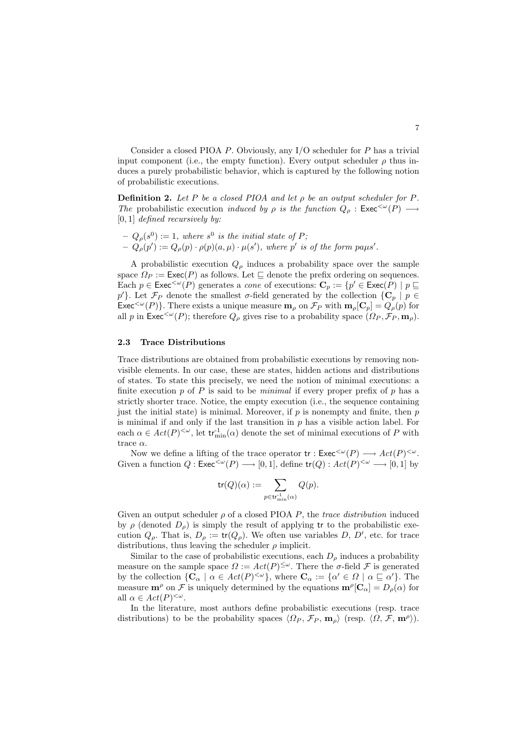Consider a closed PIOA $P$. Obviously, any I/O scheduler for $P$ has a trivial input component (i.e., the empty function). Every output scheduler $\rho$ thus induces a purely probabilistic behavior, which is captured by the following notion of probabilistic executions.

**Definition 2.** *Let $P$ be a closed PIOA and let $\rho$ be an output scheduler for $P$. The* probabilistic execution *induced by $\rho$ is the function $Q_\rho : \mathsf{Exec}^{<\omega}(P) \longrightarrow [0,1]$ defined recursively by:*

- $Q_\rho(s^0) := 1$, *where $s^0$ is the initial state of $P$;*
- $Q_\rho(p') := Q_\rho(p) \cdot \rho(p)(a,\mu) \cdot \mu(s')$, *where $p'$ is of the form $pa\mu s'$.*

A probabilistic execution $Q_\rho$ induces a probability space over the sample space $\Omega_P := \mathsf{Exec}(P)$ as follows. Let $\sqsubseteq$ denote the prefix ordering on sequences. Each $p \in \mathsf{Exec}^{<\omega}(P)$ generates a *cone* of executions: $\mathbf{C}_p := \{p' \in \mathsf{Exec}(P) \mid p \sqsubseteq p'\}$. Let $\mathcal{F}_P$ denote the smallest $\sigma$-field generated by the collection $\{\mathbf{C}_p \mid p \in \mathsf{Exec}^{<\omega}(P)\}$. There exists a unique measure $\mathbf{m}_\rho$ on $\mathcal{F}_P$ with $\mathbf{m}_\rho[\mathbf{C}_p] = Q_\rho(p)$ for all $p$ in $\mathsf{Exec}^{<\omega}(P)$; therefore $Q_\rho$ gives rise to a probability space $(\Omega_P, \mathcal{F}_P, \mathbf{m}_\rho)$.

### 2.3 Trace Distributions

Trace distributions are obtained from probabilistic executions by removing non-visible elements. In our case, these are states, hidden actions and distributions of states. To state this precisely, we need the notion of minimal executions: a finite execution $p$ of $P$ is said to be *minimal* if every proper prefix of $p$ has a strictly shorter trace. Notice, the empty execution (i.e., the sequence containing just the initial state) is minimal. Moreover, if $p$ is nonempty and finite, then $p$ is minimal if and only if the last transition in $p$ has a visible action label. For each $\alpha \in Act(P)^{<\omega}$, let $\mathsf{tr}^{-1}_{\min}(\alpha)$ denote the set of minimal executions of $P$ with trace $\alpha$.

Now we define a lifting of the trace operator $\mathsf{tr} : \mathsf{Exec}^{<\omega}(P) \longrightarrow Act(P)^{<\omega}$. Given a function $Q : \mathsf{Exec}^{<\omega}(P) \longrightarrow [0,1]$, define $\mathsf{tr}(Q) : Act(P)^{<\omega} \longrightarrow [0,1]$ by

$$\mathsf{tr}(Q)(\alpha) := \sum_{p \in \mathsf{tr}^{-1}_{\min}(\alpha)} Q(p).$$

Given an output scheduler $\rho$ of a closed PIOA $P$, the *trace distribution* induced by $\rho$ (denoted $D_\rho$) is simply the result of applying $\mathsf{tr}$ to the probabilistic execution $Q_\rho$. That is, $D_\rho := \mathsf{tr}(Q_\rho)$. We often use variables $D$, $D'$, etc. for trace distributions, thus leaving the scheduler $\rho$ implicit.

Similar to the case of probabilistic executions, each $D_\rho$ induces a probability measure on the sample space $\Omega := Act(P)^{\leq\omega}$. There the $\sigma$-field $\mathcal{F}$ is generated by the collection $\{\mathbf{C}_\alpha \mid \alpha \in Act(P)^{<\omega}\}$, where $\mathbf{C}_\alpha := \{\alpha' \in \Omega \mid \alpha \sqsubseteq \alpha'\}$. The measure $\mathbf{m}^\rho$ on $\mathcal{F}$ is uniquely determined by the equations $\mathbf{m}^\rho[\mathbf{C}_\alpha] = D_\rho(\alpha)$ for all $\alpha \in Act(P)^{<\omega}$.

In the literature, most authors define probabilistic executions (resp. trace distributions) to be the probability spaces $\langle \Omega_P, \mathcal{F}_P, \mathbf{m}_\rho\rangle$ (resp. $\langle \Omega, \mathcal{F}, \mathbf{m}^\rho\rangle$).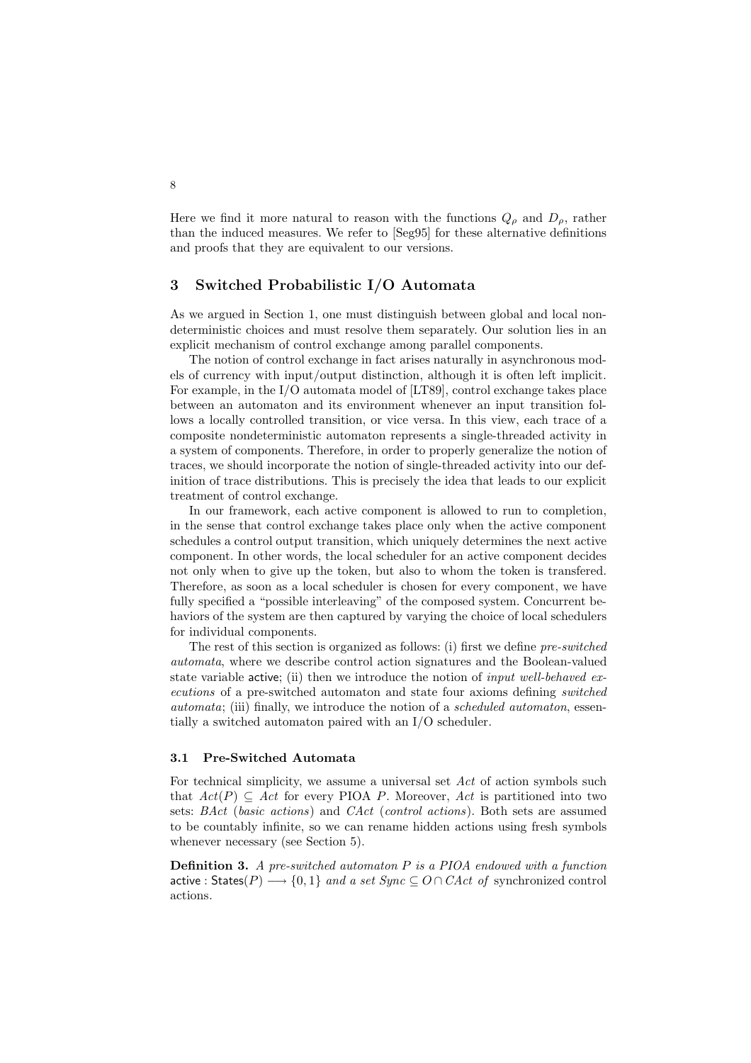Here we find it more natural to reason with the functions $Q_\rho$ and $D_\rho$, rather than the induced measures. We refer to [Seg95] for these alternative definitions and proofs that they are equivalent to our versions.

## 3 Switched Probabilistic I/O Automata

As we argued in Section 1, one must distinguish between global and local nondeterministic choices and must resolve them separately. Our solution lies in an explicit mechanism of control exchange among parallel components.

The notion of control exchange in fact arises naturally in asynchronous models of currency with input/output distinction, although it is often left implicit. For example, in the I/O automata model of [LT89], control exchange takes place between an automaton and its environment whenever an input transition follows a locally controlled transition, or vice versa. In this view, each trace of a composite nondeterministic automaton represents a single-threaded activity in a system of components. Therefore, in order to properly generalize the notion of traces, we should incorporate the notion of single-threaded activity into our definition of trace distributions. This is precisely the idea that leads to our explicit treatment of control exchange.

In our framework, each active component is allowed to run to completion, in the sense that control exchange takes place only when the active component schedules a control output transition, which uniquely determines the next active component. In other words, the local scheduler for an active component decides not only when to give up the token, but also to whom the token is transfered. Therefore, as soon as a local scheduler is chosen for every component, we have fully specified a "possible interleaving" of the composed system. Concurrent behaviors of the system are then captured by varying the choice of local schedulers for individual components.

The rest of this section is organized as follows: (i) first we define *pre-switched automata*, where we describe control action signatures and the Boolean-valued state variable active; (ii) then we introduce the notion of *input well-behaved executions* of a pre-switched automaton and state four axioms defining *switched automata*; (iii) finally, we introduce the notion of a *scheduled automaton*, essentially a switched automaton paired with an I/O scheduler.

### 3.1 Pre-Switched Automata

For technical simplicity, we assume a universal set $Act$ of action symbols such that $Act(P) \subseteq Act$ for every PIOA $P$. Moreover, $Act$ is partitioned into two sets: $BAct$ (*basic actions*) and $CAct$ (*control actions*). Both sets are assumed to be countably infinite, so we can rename hidden actions using fresh symbols whenever necessary (see Section 5).

**Definition 3.** *A pre-switched automaton $P$ is a PIOA endowed with a function* $\mathsf{active} : \mathsf{States}(P) \longrightarrow \{0, 1\}$ *and a set* $Sync \subseteq O \cap CAct$ *of* synchronized control actions.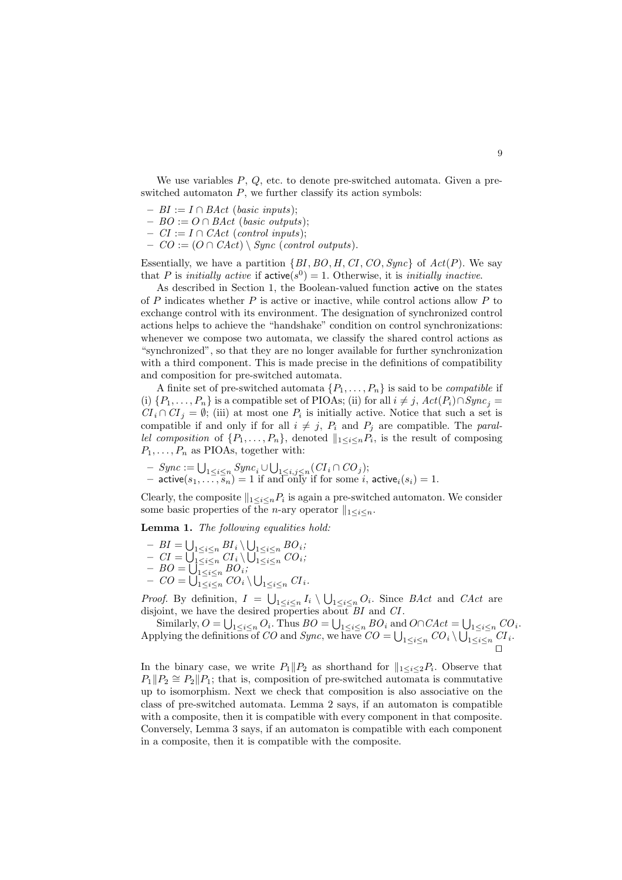We use variables $P$, $Q$, etc. to denote pre-switched automata. Given a pre-switched automaton $P$, we further classify its action symbols:

- $BI := I \cap BAct$ (*basic inputs*);
- $BO := O \cap BAct$ (*basic outputs*);
- $CI := I \cap CAct$ (*control inputs*);
- $CO := (O \cap CAct) \setminus Sync$ (*control outputs*).

Essentially, we have a partition $\{BI, BO, H, CI, CO, Sync\}$ of $Act(P)$. We say that $P$ is *initially active* if $\mathsf{active}(s^0) = 1$. Otherwise, it is *initially inactive*.

As described in Section 1, the Boolean-valued function $\mathsf{active}$ on the states of $P$ indicates whether $P$ is active or inactive, while control actions allow $P$ to exchange control with its environment. The designation of synchronized control actions helps to achieve the "handshake" condition on control synchronizations: whenever we compose two automata, we classify the shared control actions as "synchronized", so that they are no longer available for further synchronization with a third component. This is made precise in the definitions of compatibility and composition for pre-switched automata.

A finite set of pre-switched automata $\{P_1, \ldots, P_n\}$ is said to be *compatible* if (i) $\{P_1, \ldots, P_n\}$ is a compatible set of PIOAs; (ii) for all $i \neq j$, $Act(P_i) \cap Sync_j = CI_i \cap CI_j = \emptyset$; (iii) at most one $P_i$ is initially active. Notice that such a set is compatible if and only if for all $i \neq j$, $P_i$ and $P_j$ are compatible. The *parallel composition* of $\{P_1, \ldots, P_n\}$, denoted $\|_{1 \leq i \leq n} P_i$, is the result of composing $P_1, \ldots, P_n$ as PIOAs, together with:

- $Sync := \bigcup_{1 \leq i \leq n} Sync_i \cup \bigcup_{1 \leq i,j \leq n} (CI_i \cap CO_j)$;
- $\mathsf{active}(s_1, \ldots, s_n) = 1$ if and only if for some $i$, $\mathsf{active}_i(s_i) = 1$.

Clearly, the composite $\|_{1 \leq i \leq n} P_i$ is again a pre-switched automaton. We consider some basic properties of the $n$-ary operator $\|_{1 \leq i \leq n}$.

**Lemma 1.** *The following equalities hold:*

- $BI = \bigcup_{1 \leq i \leq n} BI_i \setminus \bigcup_{1 \leq i \leq n} BO_i$;
- $CI = \bigcup_{1 \leq i \leq n} CI_i \setminus \bigcup_{1 \leq i \leq n} CO_i$;
- $BO = \bigcup_{1 \leq i \leq n} BO_i$;
- $CO = \bigcup_{1 \leq i \leq n} CO_i \setminus \bigcup_{1 \leq i \leq n} CI_i$.

*Proof.* By definition, $I = \bigcup_{1 \leq i \leq n} I_i \setminus \bigcup_{1 \leq i \leq n} O_i$. Since $BAct$ and $CAct$ are disjoint, we have the desired properties about $BI$ and $CI$.

Similarly, $O = \bigcup_{1 \leq i \leq n} O_i$. Thus $BO = \bigcup_{1 \leq i \leq n} BO_i$ and $O \cap CAct = \bigcup_{1 \leq i \leq n} CO_i$. Applying the definitions of $CO$ and $Sync$, we have $CO = \bigcup_{1 \leq i \leq n} CO_i \setminus \bigcup_{1 \leq i \leq n} CI_i$. □

In the binary case, we write $P_1 \| P_2$ as shorthand for $\|_{1 \leq i \leq 2} P_i$. Observe that $P_1 \| P_2 \cong P_2 \| P_1$; that is, composition of pre-switched automata is commutative up to isomorphism. Next we check that composition is also associative on the class of pre-switched automata. Lemma 2 says, if an automaton is compatible with a composite, then it is compatible with every component in that composite. Conversely, Lemma 3 says, if an automaton is compatible with each component in a composite, then it is compatible with the composite.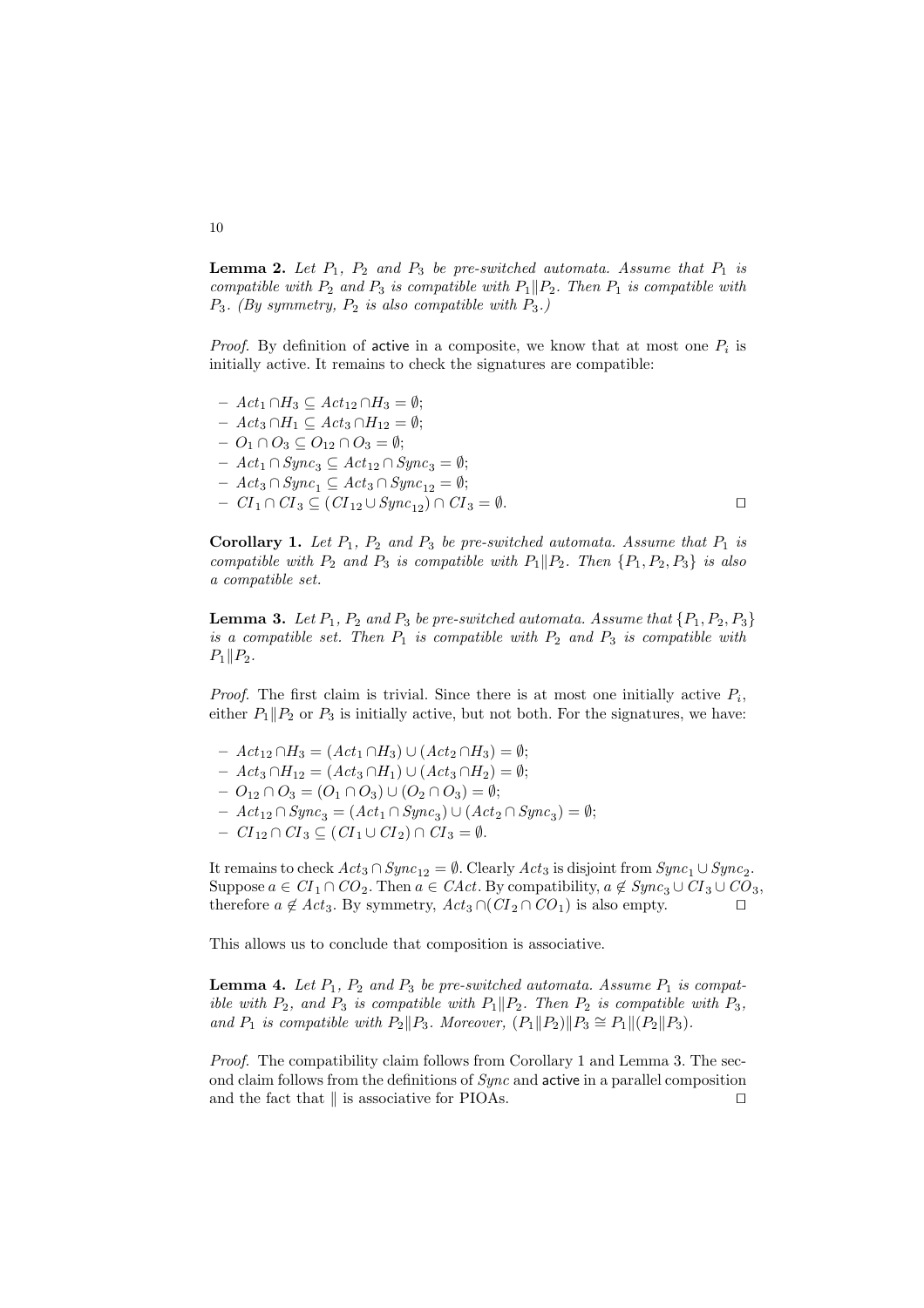**Lemma 2.** *Let $P_1$, $P_2$ and $P_3$ be pre-switched automata. Assume that $P_1$ is compatible with $P_2$ and $P_3$ is compatible with $P_1 \| P_2$. Then $P_1$ is compatible with $P_3$. (By symmetry, $P_2$ is also compatible with $P_3$.)*

*Proof.* By definition of active in a composite, we know that at most one $P_i$ is initially active. It remains to check the signatures are compatible:

- $Act_1 \cap H_3 \subseteq Act_{12} \cap H_3 = \emptyset$;
- $Act_3 \cap H_1 \subseteq Act_3 \cap H_{12} = \emptyset$;
- $O_1 \cap O_3 \subseteq O_{12} \cap O_3 = \emptyset$;
- $Act_1 \cap Sync_3 \subseteq Act_{12} \cap Sync_3 = \emptyset$;
- $Act_3 \cap Sync_1 \subseteq Act_3 \cap Sync_{12} = \emptyset$;
- $CI_1 \cap CI_3 \subseteq (CI_{12} \cup Sync_{12}) \cap CI_3 = \emptyset$. ◻

**Corollary 1.** *Let $P_1$, $P_2$ and $P_3$ be pre-switched automata. Assume that $P_1$ is compatible with $P_2$ and $P_3$ is compatible with $P_1 \| P_2$. Then $\{P_1, P_2, P_3\}$ is also a compatible set.*

**Lemma 3.** *Let $P_1$, $P_2$ and $P_3$ be pre-switched automata. Assume that $\{P_1, P_2, P_3\}$ is a compatible set. Then $P_1$ is compatible with $P_2$ and $P_3$ is compatible with $P_1 \| P_2$.*

*Proof.* The first claim is trivial. Since there is at most one initially active $P_i$, either $P_1 \| P_2$ or $P_3$ is initially active, but not both. For the signatures, we have:

- $Act_{12} \cap H_3 = (Act_1 \cap H_3) \cup (Act_2 \cap H_3) = \emptyset$;
- $Act_3 \cap H_{12} = (Act_3 \cap H_1) \cup (Act_3 \cap H_2) = \emptyset$;
- $O_{12} \cap O_3 = (O_1 \cap O_3) \cup (O_2 \cap O_3) = \emptyset$;
- $Act_{12} \cap Sync_3 = (Act_1 \cap Sync_3) \cup (Act_2 \cap Sync_3) = \emptyset$;
- $CI_{12} \cap CI_3 \subseteq (CI_1 \cup CI_2) \cap CI_3 = \emptyset$.

It remains to check $Act_3 \cap Sync_{12} = \emptyset$. Clearly $Act_3$ is disjoint from $Sync_1 \cup Sync_2$. Suppose $a \in CI_1 \cap CO_2$. Then $a \in CAct$. By compatibility, $a \notin Sync_3 \cup CI_3 \cup CO_3$, therefore $a \notin Act_3$. By symmetry, $Act_3 \cap (CI_2 \cap CO_1)$ is also empty. ◻

This allows us to conclude that composition is associative.

**Lemma 4.** *Let $P_1$, $P_2$ and $P_3$ be pre-switched automata. Assume $P_1$ is compatible with $P_2$, and $P_3$ is compatible with $P_1 \| P_2$. Then $P_2$ is compatible with $P_3$, and $P_1$ is compatible with $P_2 \| P_3$. Moreover, $(P_1 \| P_2) \| P_3 \cong P_1 \| (P_2 \| P_3)$.*

*Proof.* The compatibility claim follows from Corollary 1 and Lemma 3. The second claim follows from the definitions of *Sync* and active in a parallel composition and the fact that $\|$ is associative for PIOAs. ◻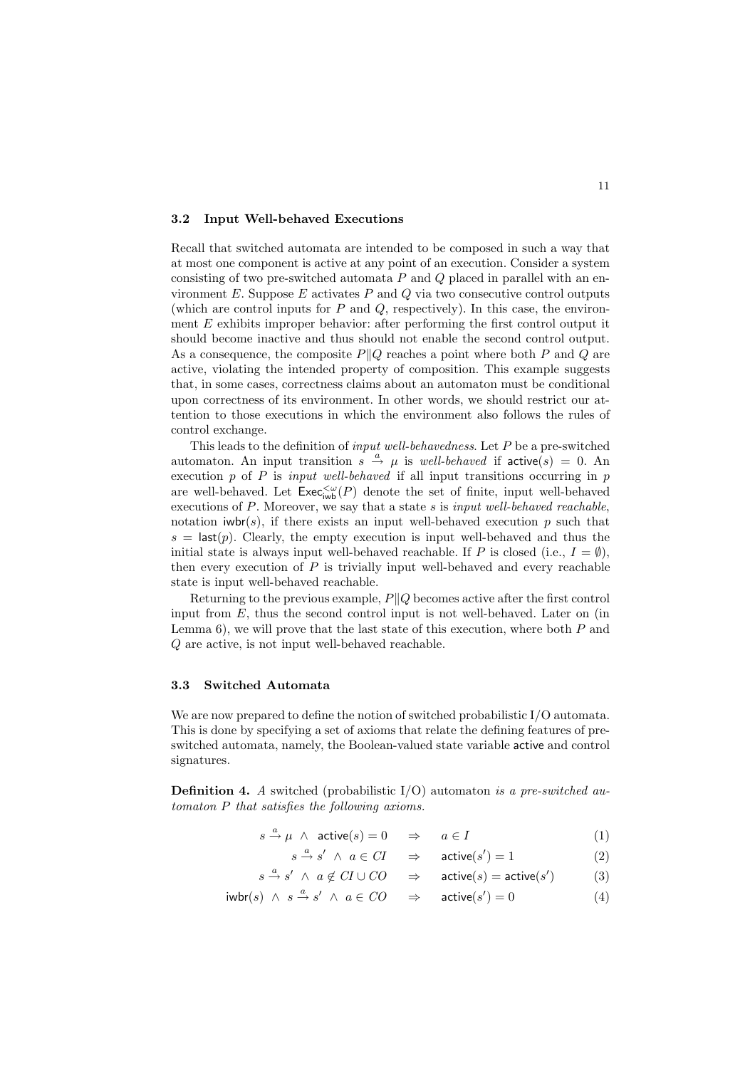### 3.2 Input Well-behaved Executions

Recall that switched automata are intended to be composed in such a way that at most one component is active at any point of an execution. Consider a system consisting of two pre-switched automata $P$ and $Q$ placed in parallel with an environment $E$. Suppose $E$ activates $P$ and $Q$ via two consecutive control outputs (which are control inputs for $P$ and $Q$, respectively). In this case, the environment $E$ exhibits improper behavior: after performing the first control output it should become inactive and thus should not enable the second control output. As a consequence, the composite $P \| Q$ reaches a point where both $P$ and $Q$ are active, violating the intended property of composition. This example suggests that, in some cases, correctness claims about an automaton must be conditional upon correctness of its environment. In other words, we should restrict our attention to those executions in which the environment also follows the rules of control exchange.

This leads to the definition of *input well-behavedness*. Let $P$ be a pre-switched automaton. An input transition $s \xrightarrow{a} \mu$ is *well-behaved* if $\mathsf{active}(s) = 0$. An execution $p$ of $P$ is *input well-behaved* if all input transitions occurring in $p$ are well-behaved. Let $\mathsf{Exec}^{<\omega}_{\mathsf{iwb}}(P)$ denote the set of finite, input well-behaved executions of $P$. Moreover, we say that a state $s$ is *input well-behaved reachable*, notation $\mathsf{iwbr}(s)$, if there exists an input well-behaved execution $p$ such that $s = \mathsf{last}(p)$. Clearly, the empty execution is input well-behaved and thus the initial state is always input well-behaved reachable. If $P$ is closed (i.e., $I = \emptyset$), then every execution of $P$ is trivially input well-behaved and every reachable state is input well-behaved reachable.

Returning to the previous example, $P \| Q$ becomes active after the first control input from $E$, thus the second control input is not well-behaved. Later on (in Lemma 6), we will prove that the last state of this execution, where both $P$ and $Q$ are active, is not input well-behaved reachable.

### 3.3 Switched Automata

We are now prepared to define the notion of switched probabilistic I/O automata. This is done by specifying a set of axioms that relate the defining features of pre-switched automata, namely, the Boolean-valued state variable $\mathsf{active}$ and control signatures.

**Definition 4.** *A* switched (probabilistic I/O) automaton *is a pre-switched automaton $P$ that satisfies the following axioms.*

$$s \xrightarrow{a} \mu \;\wedge\; \mathsf{active}(s) = 0 \quad \Rightarrow \quad a \in I \tag{1}$$

$$s \xrightarrow{a} s' \;\wedge\; a \in CI \quad \Rightarrow \quad \mathsf{active}(s') = 1 \tag{2}$$

$$s \xrightarrow{a} s' \;\wedge\; a \notin CI \cup CO \quad \Rightarrow \quad \mathsf{active}(s) = \mathsf{active}(s') \tag{3}$$

$$\mathsf{iwbr}(s) \;\wedge\; s \xrightarrow{a} s' \;\wedge\; a \in CO \quad \Rightarrow \quad \mathsf{active}(s') = 0 \tag{4}$$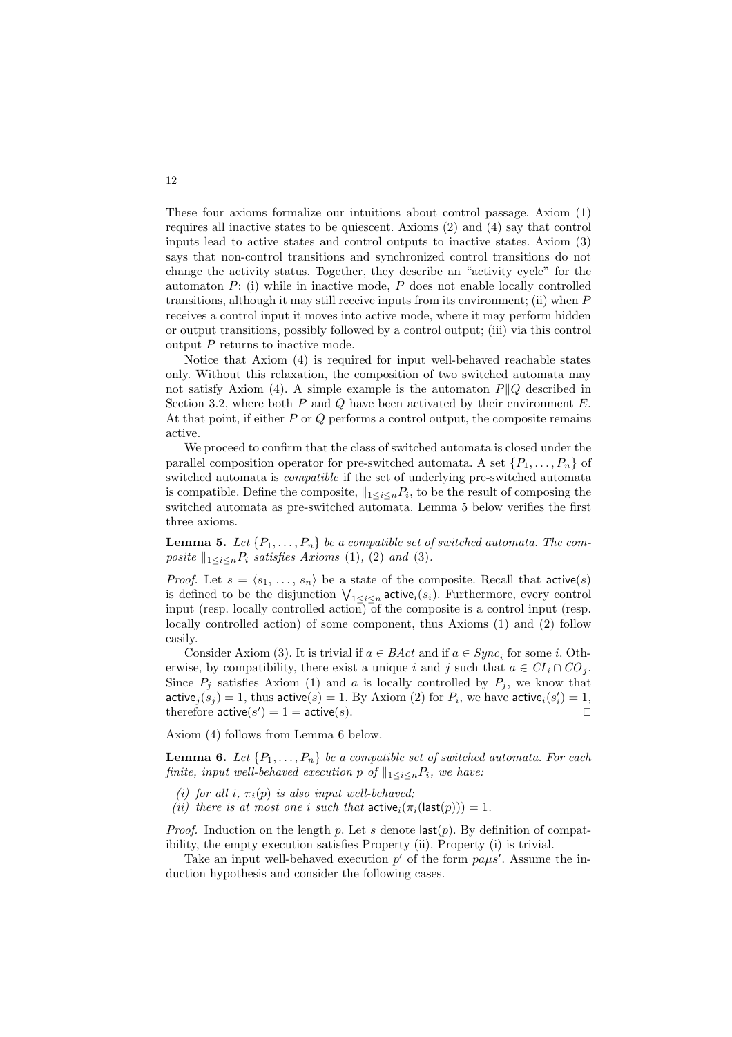These four axioms formalize our intuitions about control passage. Axiom (1) requires all inactive states to be quiescent. Axioms (2) and (4) say that control inputs lead to active states and control outputs to inactive states. Axiom (3) says that non-control transitions and synchronized control transitions do not change the activity status. Together, they describe an "activity cycle" for the automaton $P$: (i) while in inactive mode, $P$ does not enable locally controlled transitions, although it may still receive inputs from its environment; (ii) when $P$ receives a control input it moves into active mode, where it may perform hidden or output transitions, possibly followed by a control output; (iii) via this control output $P$ returns to inactive mode.

Notice that Axiom (4) is required for input well-behaved reachable states only. Without this relaxation, the composition of two switched automata may not satisfy Axiom (4). A simple example is the automaton $P \| Q$ described in Section 3.2, where both $P$ and $Q$ have been activated by their environment $E$. At that point, if either $P$ or $Q$ performs a control output, the composite remains active.

We proceed to confirm that the class of switched automata is closed under the parallel composition operator for pre-switched automata. A set $\{P_1, \ldots, P_n\}$ of switched automata is *compatible* if the set of underlying pre-switched automata is compatible. Define the composite, $\|_{1 \leq i \leq n} P_i$, to be the result of composing the switched automata as pre-switched automata. Lemma 5 below verifies the first three axioms.

**Lemma 5.** *Let $\{P_1, \ldots, P_n\}$ be a compatible set of switched automata. The composite $\|_{1 \leq i \leq n} P_i$ satisfies Axioms (1), (2) and (3).*

*Proof.* Let $s = \langle s_1, \ldots, s_n \rangle$ be a state of the composite. Recall that $\mathsf{active}(s)$ is defined to be the disjunction $\bigvee_{1 \leq i \leq n} \mathsf{active}_i(s_i)$. Furthermore, every control input (resp. locally controlled action) of the composite is a control input (resp. locally controlled action) of some component, thus Axioms (1) and (2) follow easily.

Consider Axiom (3). It is trivial if $a \in BAct$ and if $a \in Sync_i$ for some $i$. Otherwise, by compatibility, there exist a unique $i$ and $j$ such that $a \in CI_i \cap CO_j$. Since $P_j$ satisfies Axiom (1) and $a$ is locally controlled by $P_j$, we know that $\mathsf{active}_j(s_j) = 1$, thus $\mathsf{active}(s) = 1$. By Axiom (2) for $P_i$, we have $\mathsf{active}_i(s'_i) = 1$, therefore $\mathsf{active}(s') = 1 = \mathsf{active}(s)$. ⊓⊔

Axiom (4) follows from Lemma 6 below.

**Lemma 6.** *Let $\{P_1, \ldots, P_n\}$ be a compatible set of switched automata. For each finite, input well-behaved execution $p$ of $\|_{1 \leq i \leq n} P_i$, we have:*

*(i) for all $i$, $\pi_i(p)$ is also input well-behaved;*
*(ii) there is at most one $i$ such that $\mathsf{active}_i(\pi_i(\mathsf{last}(p))) = 1$.*

*Proof.* Induction on the length $p$. Let $s$ denote $\mathsf{last}(p)$. By definition of compatibility, the empty execution satisfies Property (ii). Property (i) is trivial.

Take an input well-behaved execution $p'$ of the form $pa\mu s'$. Assume the induction hypothesis and consider the following cases.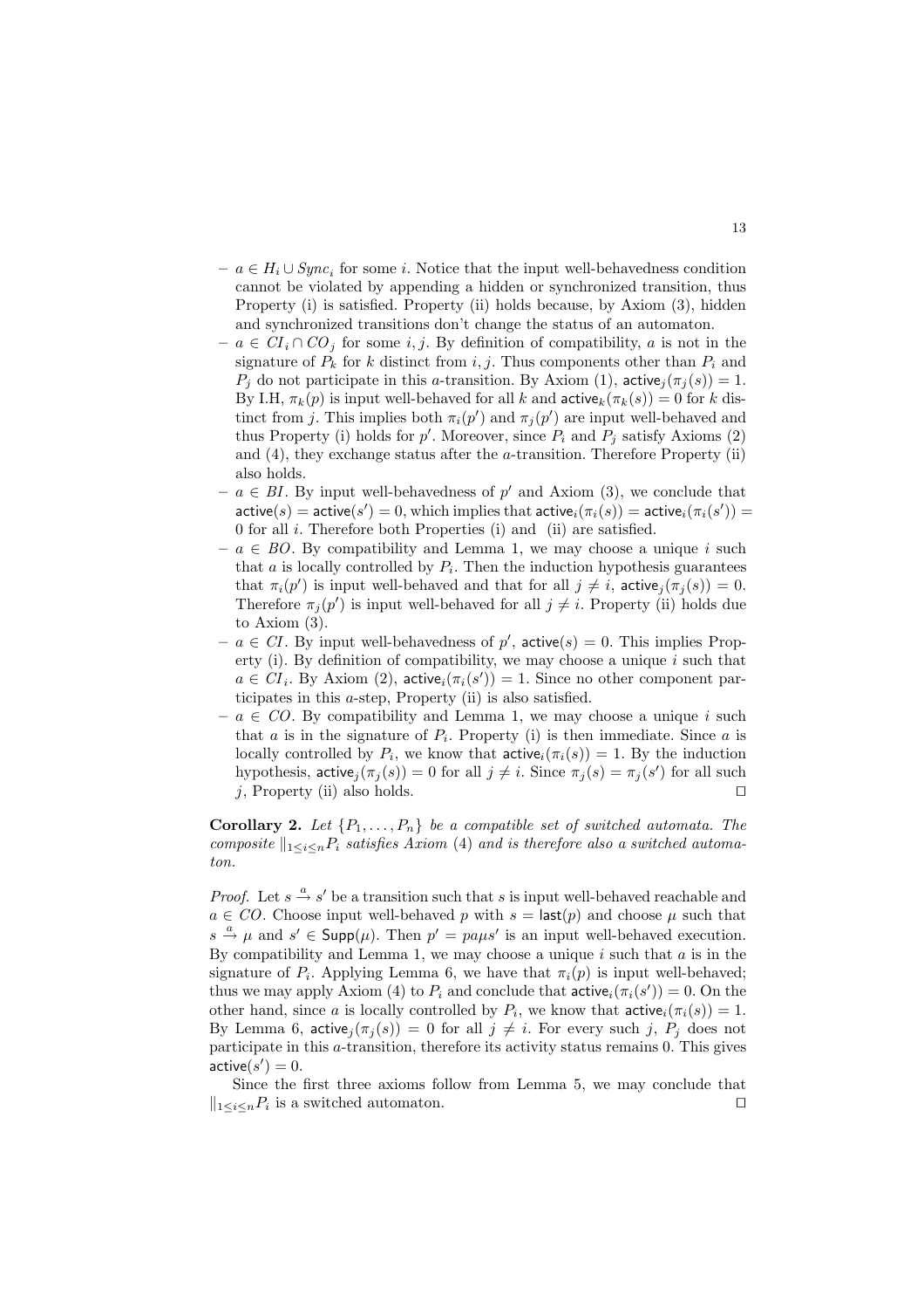- $a \in H_i \cup Sync_i$ for some $i$. Notice that the input well-behavedness condition cannot be violated by appending a hidden or synchronized transition, thus Property (i) is satisfied. Property (ii) holds because, by Axiom (3), hidden and synchronized transitions don't change the status of an automaton.
- $a \in CI_i \cap CO_j$ for some $i, j$. By definition of compatibility, $a$ is not in the signature of $P_k$ for $k$ distinct from $i, j$. Thus components other than $P_i$ and $P_j$ do not participate in this $a$-transition. By Axiom (1), $\mathsf{active}_j(\pi_j(s)) = 1$. By I.H, $\pi_k(p)$ is input well-behaved for all $k$ and $\mathsf{active}_k(\pi_k(s)) = 0$ for $k$ distinct from $j$. This implies both $\pi_i(p')$ and $\pi_j(p')$ are input well-behaved and thus Property (i) holds for $p'$. Moreover, since $P_i$ and $P_j$ satisfy Axioms (2) and (4), they exchange status after the $a$-transition. Therefore Property (ii) also holds.
- $a \in BI$. By input well-behavedness of $p'$ and Axiom (3), we conclude that $\mathsf{active}(s) = \mathsf{active}(s') = 0$, which implies that $\mathsf{active}_i(\pi_i(s)) = \mathsf{active}_i(\pi_i(s')) = 0$ for all $i$. Therefore both Properties (i) and (ii) are satisfied.
- $a \in BO$. By compatibility and Lemma 1, we may choose a unique $i$ such that $a$ is locally controlled by $P_i$. Then the induction hypothesis guarantees that $\pi_i(p')$ is input well-behaved and that for all $j \neq i$, $\mathsf{active}_j(\pi_j(s)) = 0$. Therefore $\pi_j(p')$ is input well-behaved for all $j \neq i$. Property (ii) holds due to Axiom (3).
- $a \in CI$. By input well-behavedness of $p'$, $\mathsf{active}(s) = 0$. This implies Property (i). By definition of compatibility, we may choose a unique $i$ such that $a \in CI_i$. By Axiom (2), $\mathsf{active}_i(\pi_i(s')) = 1$. Since no other component participates in this $a$-step, Property (ii) is also satisfied.
- $a \in CO$. By compatibility and Lemma 1, we may choose a unique $i$ such that $a$ is in the signature of $P_i$. Property (i) is then immediate. Since $a$ is locally controlled by $P_i$, we know that $\mathsf{active}_i(\pi_i(s)) = 1$. By the induction hypothesis, $\mathsf{active}_j(\pi_j(s)) = 0$ for all $j \neq i$. Since $\pi_j(s) = \pi_j(s')$ for all such $j$, Property (ii) also holds. ⊓⊔

**Corollary 2.** *Let $\{P_1, \ldots, P_n\}$ be a compatible set of switched automata. The composite $\|_{1 \leq i \leq n} P_i$ satisfies Axiom (4) and is therefore also a switched automaton.*

*Proof.* Let $s \xrightarrow{a} s'$ be a transition such that $s$ is input well-behaved reachable and $a \in CO$. Choose input well-behaved $p$ with $s = \mathsf{last}(p)$ and choose $\mu$ such that $s \xrightarrow{a} \mu$ and $s' \in \mathsf{Supp}(\mu)$. Then $p' = pa\mu s'$ is an input well-behaved execution. By compatibility and Lemma 1, we may choose a unique $i$ such that $a$ is in the signature of $P_i$. Applying Lemma 6, we have that $\pi_i(p)$ is input well-behaved; thus we may apply Axiom (4) to $P_i$ and conclude that $\mathsf{active}_i(\pi_i(s')) = 0$. On the other hand, since $a$ is locally controlled by $P_i$, we know that $\mathsf{active}_i(\pi_i(s)) = 1$. By Lemma 6, $\mathsf{active}_j(\pi_j(s)) = 0$ for all $j \neq i$. For every such $j$, $P_j$ does not participate in this $a$-transition, therefore its activity status remains 0. This gives $\mathsf{active}(s') = 0$.

Since the first three axioms follow from Lemma 5, we may conclude that $\|_{1 \leq i \leq n} P_i$ is a switched automaton. ⊓⊔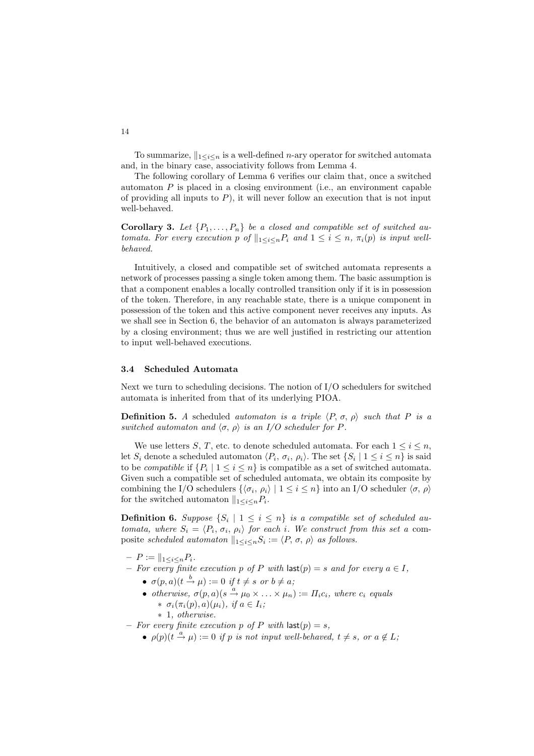To summarize, $\|_{1 \leq i \leq n}$ is a well-defined $n$-ary operator for switched automata and, in the binary case, associativity follows from Lemma 4.

The following corollary of Lemma 6 verifies our claim that, once a switched automaton $P$ is placed in a closing environment (i.e., an environment capable of providing all inputs to $P$), it will never follow an execution that is not input well-behaved.

**Corollary 3.** *Let $\{P_1, \ldots, P_n\}$ be a closed and compatible set of switched automata. For every execution $p$ of $\|_{1 \leq i \leq n} P_i$ and $1 \leq i \leq n$, $\pi_i(p)$ is input well-behaved.*

Intuitively, a closed and compatible set of switched automata represents a network of processes passing a single token among them. The basic assumption is that a component enables a locally controlled transition only if it is in possession of the token. Therefore, in any reachable state, there is a unique component in possession of the token and this active component never receives any inputs. As we shall see in Section 6, the behavior of an automaton is always parameterized by a closing environment; thus we are well justified in restricting our attention to input well-behaved executions.

### 3.4 Scheduled Automata

Next we turn to scheduling decisions. The notion of I/O schedulers for switched automata is inherited from that of its underlying PIOA.

**Definition 5.** *A* scheduled *automaton is a triple $\langle P, \sigma, \rho \rangle$ such that $P$ is a switched automaton and $\langle \sigma, \rho \rangle$ is an I/O scheduler for $P$.*

We use letters $S$, $T$, etc. to denote scheduled automata. For each $1 \leq i \leq n$, let $S_i$ denote a scheduled automaton $\langle P_i, \sigma_i, \rho_i \rangle$. The set $\{S_i \mid 1 \leq i \leq n\}$ is said to be *compatible* if $\{P_i \mid 1 \leq i \leq n\}$ is compatible as a set of switched automata. Given such a compatible set of scheduled automata, we obtain its composite by combining the I/O schedulers $\{\langle \sigma_i, \rho_i \rangle \mid 1 \leq i \leq n\}$ into an I/O scheduler $\langle \sigma, \rho \rangle$ for the switched automaton $\|_{1 \leq i \leq n} P_i$.

**Definition 6.** *Suppose $\{S_i \mid 1 \leq i \leq n\}$ is a compatible set of scheduled automata, where $S_i = \langle P_i, \sigma_i, \rho_i \rangle$ for each $i$. We construct from this set a* composite *scheduled automaton $\|_{1 \leq i \leq n} S_i := \langle P, \sigma, \rho \rangle$ as follows.*

- *$P := \|_{1 \leq i \leq n} P_i$.*
- *For every finite execution $p$ of $P$ with $\mathsf{last}(p) = s$ and for every $a \in I$,*
  - *$\sigma(p, a)(t \xrightarrow{b} \mu) := 0$ if $t \neq s$ or $b \neq a$;*
  - *otherwise, $\sigma(p, a)(s \xrightarrow{a} \mu_0 \times \ldots \times \mu_n) := \Pi_i c_i$, where $c_i$ equals*
    - *$\sigma_i(\pi_i(p), a)(\mu_i)$, if $a \in I_i$;*
    - *1, otherwise.*
- *For every finite execution $p$ of $P$ with $\mathsf{last}(p) = s$,*
  - *$\rho(p)(t \xrightarrow{a} \mu) := 0$ if $p$ is not input well-behaved, $t \neq s$, or $a \notin L$;*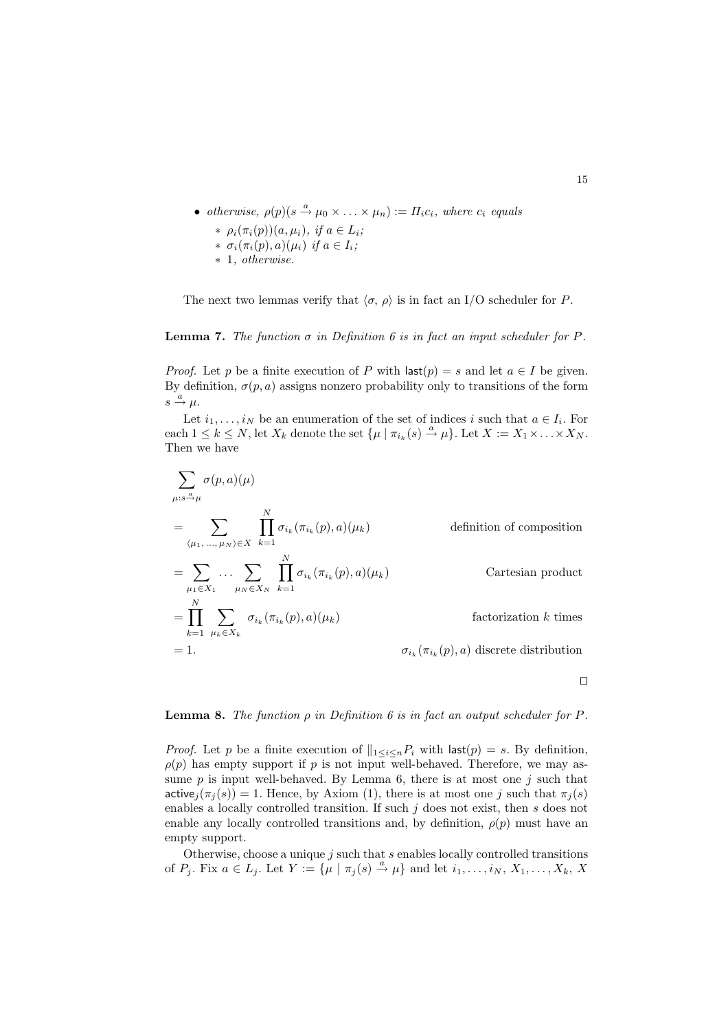- *otherwise,* $\rho(p)(s \xrightarrow{a} \mu_0 \times \ldots \times \mu_n) := \Pi_i c_i$*, where* $c_i$ *equals*
  - $*$ $\rho_i(\pi_i(p))(a, \mu_i)$*, if* $a \in L_i$*;*
  - $*$ $\sigma_i(\pi_i(p), a)(\mu_i)$ *if* $a \in I_i$*;*
  - $*$ $1$*, otherwise.*

The next two lemmas verify that $\langle \sigma, \rho \rangle$ is in fact an I/O scheduler for $P$.

**Lemma 7.** *The function* $\sigma$ *in Definition 6 is in fact an input scheduler for* $P$*.*

*Proof.* Let $p$ be a finite execution of $P$ with $\mathsf{last}(p) = s$ and let $a \in I$ be given. By definition, $\sigma(p, a)$ assigns nonzero probability only to transitions of the form $s \xrightarrow{a} \mu$.

Let $i_1, \ldots, i_N$ be an enumeration of the set of indices $i$ such that $a \in I_i$. For each $1 \leq k \leq N$, let $X_k$ denote the set $\{\mu \mid \pi_{i_k}(s) \xrightarrow{a} \mu\}$. Let $X := X_1 \times \ldots \times X_N$. Then we have

$$
\begin{aligned}
&\sum_{\mu : s \xrightarrow{a} \mu} \sigma(p, a)(\mu) \\
&= \sum_{\langle \mu_1, \ldots, \mu_N \rangle \in X} \prod_{k=1}^{N} \sigma_{i_k}(\pi_{i_k}(p), a)(\mu_k) && \text{definition of composition} \\
&= \sum_{\mu_1 \in X_1} \cdots \sum_{\mu_N \in X_N} \prod_{k=1}^{N} \sigma_{i_k}(\pi_{i_k}(p), a)(\mu_k) && \text{Cartesian product} \\
&= \prod_{k=1}^{N} \sum_{\mu_k \in X_k} \sigma_{i_k}(\pi_{i_k}(p), a)(\mu_k) && \text{factorization } k \text{ times} \\
&= 1. && \sigma_{i_k}(\pi_{i_k}(p), a) \text{ discrete distribution}
\end{aligned}
$$

$\square$

**Lemma 8.** *The function* $\rho$ *in Definition 6 is in fact an output scheduler for* $P$*.*

*Proof.* Let $p$ be a finite execution of $\|_{1 \leq i \leq n} P_i$ with $\mathsf{last}(p) = s$. By definition, $\rho(p)$ has empty support if $p$ is not input well-behaved. Therefore, we may assume $p$ is input well-behaved. By Lemma 6, there is at most one $j$ such that $\mathsf{active}_j(\pi_j(s)) = 1$. Hence, by Axiom (1), there is at most one $j$ such that $\pi_j(s)$ enables a locally controlled transition. If such $j$ does not exist, then $s$ does not enable any locally controlled transitions and, by definition, $\rho(p)$ must have an empty support.

Otherwise, choose a unique $j$ such that $s$ enables locally controlled transitions of $P_j$. Fix $a \in L_j$. Let $Y := \{\mu \mid \pi_j(s) \xrightarrow{a} \mu\}$ and let $i_1, \ldots, i_N$, $X_1, \ldots, X_k$, $X$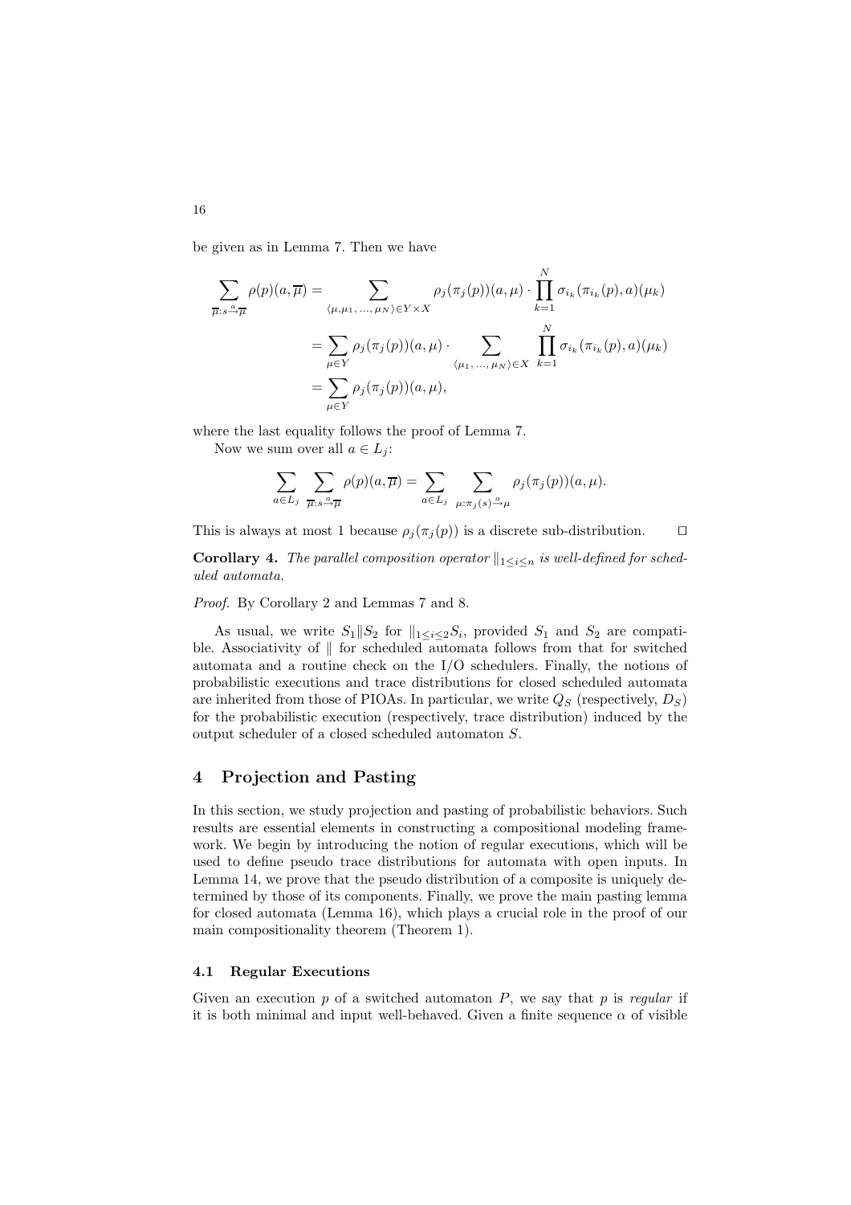be given as in Lemma 7. Then we have

$$\sum_{\overline{\mu}:s\xrightarrow{a}\overline{\mu}} \rho(p)(a,\overline{\mu}) = \sum_{\langle \mu,\mu_1,\ldots,\mu_N\rangle \in Y\times X} \rho_j(\pi_j(p))(a,\mu) \cdot \prod_{k=1}^{N} \sigma_{i_k}(\pi_{i_k}(p),a)(\mu_k)$$

$$= \sum_{\mu\in Y} \rho_j(\pi_j(p))(a,\mu) \cdot \sum_{\langle \mu_1,\ldots,\mu_N\rangle \in X} \prod_{k=1}^{N} \sigma_{i_k}(\pi_{i_k}(p),a)(\mu_k)$$

$$= \sum_{\mu\in Y} \rho_j(\pi_j(p))(a,\mu),$$

where the last equality follows the proof of Lemma 7.

Now we sum over all $a \in L_j$:

$$\sum_{a\in L_j} \sum_{\overline{\mu}:s\xrightarrow{a}\overline{\mu}} \rho(p)(a,\overline{\mu}) = \sum_{a\in L_j} \sum_{\mu:\pi_j(s)\xrightarrow{a}\mu} \rho_j(\pi_j(p))(a,\mu).$$

This is always at most 1 because $\rho_j(\pi_j(p))$ is a discrete sub-distribution. ◻

**Corollary 4.** *The parallel composition operator $\|_{1\leq i\leq n}$ is well-defined for scheduled automata.*

*Proof.* By Corollary 2 and Lemmas 7 and 8.

As usual, we write $S_1 \| S_2$ for $\|_{1\leq i\leq 2} S_i$, provided $S_1$ and $S_2$ are compatible. Associativity of $\|$ for scheduled automata follows from that for switched automata and a routine check on the I/O schedulers. Finally, the notions of probabilistic executions and trace distributions for closed scheduled automata are inherited from those of PIOAs. In particular, we write $Q_S$ (respectively, $D_S$) for the probabilistic execution (respectively, trace distribution) induced by the output scheduler of a closed scheduled automaton $S$.

## 4 Projection and Pasting

In this section, we study projection and pasting of probabilistic behaviors. Such results are essential elements in constructing a compositional modeling framework. We begin by introducing the notion of regular executions, which will be used to define pseudo trace distributions for automata with open inputs. In Lemma 14, we prove that the pseudo distribution of a composite is uniquely determined by those of its components. Finally, we prove the main pasting lemma for closed automata (Lemma 16), which plays a crucial role in the proof of our main compositionality theorem (Theorem 1).

### 4.1 Regular Executions

Given an execution $p$ of a switched automaton $P$, we say that $p$ is *regular* if it is both minimal and input well-behaved. Given a finite sequence $\alpha$ of visible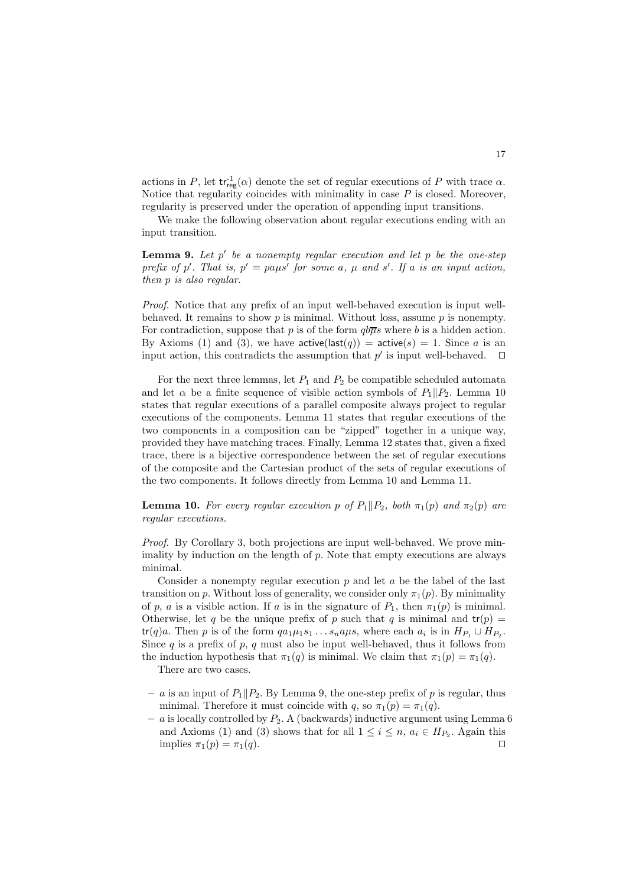actions in $P$, let $\mathsf{tr}^{-1}_{\mathsf{reg}}(\alpha)$ denote the set of regular executions of $P$ with trace $\alpha$. Notice that regularity coincides with minimality in case $P$ is closed. Moreover, regularity is preserved under the operation of appending input transitions.

We make the following observation about regular executions ending with an input transition.

**Lemma 9.** *Let $p'$ be a nonempty regular execution and let $p$ be the one-step prefix of $p'$. That is, $p' = pa\mu s'$ for some $a$, $\mu$ and $s'$. If $a$ is an input action, then $p$ is also regular.*

*Proof.* Notice that any prefix of an input well-behaved execution is input well-behaved. It remains to show $p$ is minimal. Without loss, assume $p$ is nonempty. For contradiction, suppose that $p$ is of the form $qb\overline{\mu}s$ where $b$ is a hidden action. By Axioms (1) and (3), we have $\mathsf{active}(\mathsf{last}(q)) = \mathsf{active}(s) = 1$. Since $a$ is an input action, this contradicts the assumption that $p'$ is input well-behaved. ⊓⊔

For the next three lemmas, let $P_1$ and $P_2$ be compatible scheduled automata and let $\alpha$ be a finite sequence of visible action symbols of $P_1 \| P_2$. Lemma 10 states that regular executions of a parallel composite always project to regular executions of the components. Lemma 11 states that regular executions of the two components in a composition can be "zipped" together in a unique way, provided they have matching traces. Finally, Lemma 12 states that, given a fixed trace, there is a bijective correspondence between the set of regular executions of the composite and the Cartesian product of the sets of regular executions of the two components. It follows directly from Lemma 10 and Lemma 11.

**Lemma 10.** *For every regular execution $p$ of $P_1 \| P_2$, both $\pi_1(p)$ and $\pi_2(p)$ are regular executions.*

*Proof.* By Corollary 3, both projections are input well-behaved. We prove minimality by induction on the length of $p$. Note that empty executions are always minimal.

Consider a nonempty regular execution $p$ and let $a$ be the label of the last transition on $p$. Without loss of generality, we consider only $\pi_1(p)$. By minimality of $p$, $a$ is a visible action. If $a$ is in the signature of $P_1$, then $\pi_1(p)$ is minimal. Otherwise, let $q$ be the unique prefix of $p$ such that $q$ is minimal and $\mathsf{tr}(p) = \mathsf{tr}(q)a$. Then $p$ is of the form $qa_1\mu_1 s_1 \ldots s_n a\mu s$, where each $a_i$ is in $H_{P_1} \cup H_{P_2}$. Since $q$ is a prefix of $p$, $q$ must also be input well-behaved, thus it follows from the induction hypothesis that $\pi_1(q)$ is minimal. We claim that $\pi_1(p) = \pi_1(q)$.

There are two cases.

- $a$ is an input of $P_1 \| P_2$. By Lemma 9, the one-step prefix of $p$ is regular, thus minimal. Therefore it must coincide with $q$, so $\pi_1(p) = \pi_1(q)$.
- $a$ is locally controlled by $P_2$. A (backwards) inductive argument using Lemma 6 and Axioms (1) and (3) shows that for all $1 \le i \le n$, $a_i \in H_{P_2}$. Again this implies $\pi_1(p) = \pi_1(q)$. ⊓⊔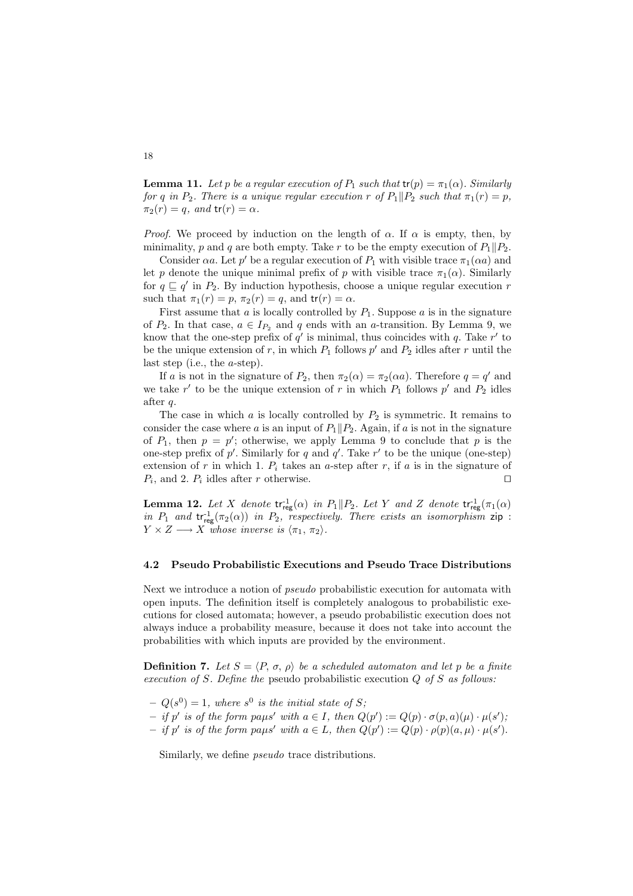**Lemma 11.** *Let $p$ be a regular execution of $P_1$ such that $\mathsf{tr}(p) = \pi_1(\alpha)$. Similarly for $q$ in $P_2$. There is a unique regular execution $r$ of $P_1 \| P_2$ such that $\pi_1(r) = p$, $\pi_2(r) = q$, and $\mathsf{tr}(r) = \alpha$.*

*Proof.* We proceed by induction on the length of $\alpha$. If $\alpha$ is empty, then, by minimality, $p$ and $q$ are both empty. Take $r$ to be the empty execution of $P_1 \| P_2$.

Consider $\alpha a$. Let $p'$ be a regular execution of $P_1$ with visible trace $\pi_1(\alpha a)$ and let $p$ denote the unique minimal prefix of $p$ with visible trace $\pi_1(\alpha)$. Similarly for $q \sqsubseteq q'$ in $P_2$. By induction hypothesis, choose a unique regular execution $r$ such that $\pi_1(r) = p$, $\pi_2(r) = q$, and $\mathsf{tr}(r) = \alpha$.

First assume that $a$ is locally controlled by $P_1$. Suppose $a$ is in the signature of $P_2$. In that case, $a \in I_{P_2}$ and $q$ ends with an $a$-transition. By Lemma 9, we know that the one-step prefix of $q'$ is minimal, thus coincides with $q$. Take $r'$ to be the unique extension of $r$, in which $P_1$ follows $p'$ and $P_2$ idles after $r$ until the last step (i.e., the $a$-step).

If $a$ is not in the signature of $P_2$, then $\pi_2(\alpha) = \pi_2(\alpha a)$. Therefore $q = q'$ and we take $r'$ to be the unique extension of $r$ in which $P_1$ follows $p'$ and $P_2$ idles after $q$.

The case in which $a$ is locally controlled by $P_2$ is symmetric. It remains to consider the case where $a$ is an input of $P_1 \| P_2$. Again, if $a$ is not in the signature of $P_1$, then $p = p'$; otherwise, we apply Lemma 9 to conclude that $p$ is the one-step prefix of $p'$. Similarly for $q$ and $q'$. Take $r'$ to be the unique (one-step) extension of $r$ in which 1. $P_i$ takes an $a$-step after $r$, if $a$ is in the signature of $P_i$, and 2. $P_i$ idles after $r$ otherwise. □

**Lemma 12.** *Let $X$ denote $\mathsf{tr}^{-1}_{\mathsf{reg}}(\alpha)$ in $P_1 \| P_2$. Let $Y$ and $Z$ denote $\mathsf{tr}^{-1}_{\mathsf{reg}}(\pi_1(\alpha)$ in $P_1$ and $\mathsf{tr}^{-1}_{\mathsf{reg}}(\pi_2(\alpha))$ in $P_2$, respectively. There exists an isomorphism $\mathsf{zip} : Y \times Z \longrightarrow X$ whose inverse is $\langle \pi_1, \pi_2 \rangle$.*

### 4.2 Pseudo Probabilistic Executions and Pseudo Trace Distributions

Next we introduce a notion of *pseudo* probabilistic execution for automata with open inputs. The definition itself is completely analogous to probabilistic executions for closed automata; however, a pseudo probabilistic execution does not always induce a probability measure, because it does not take into account the probabilities with which inputs are provided by the environment.

**Definition 7.** *Let $S = \langle P, \sigma, \rho \rangle$ be a scheduled automaton and let $p$ be a finite execution of $S$. Define the* pseudo probabilistic execution *$Q$ of $S$ as follows:*

- *$Q(s^0) = 1$, where $s^0$ is the initial state of $S$;*
- *if $p'$ is of the form $pa\mu s'$ with $a \in I$, then $Q(p') := Q(p) \cdot \sigma(p, a)(\mu) \cdot \mu(s')$;*
- *if $p'$ is of the form $pa\mu s'$ with $a \in L$, then $Q(p') := Q(p) \cdot \rho(p)(a, \mu) \cdot \mu(s')$.*

Similarly, we define *pseudo* trace distributions.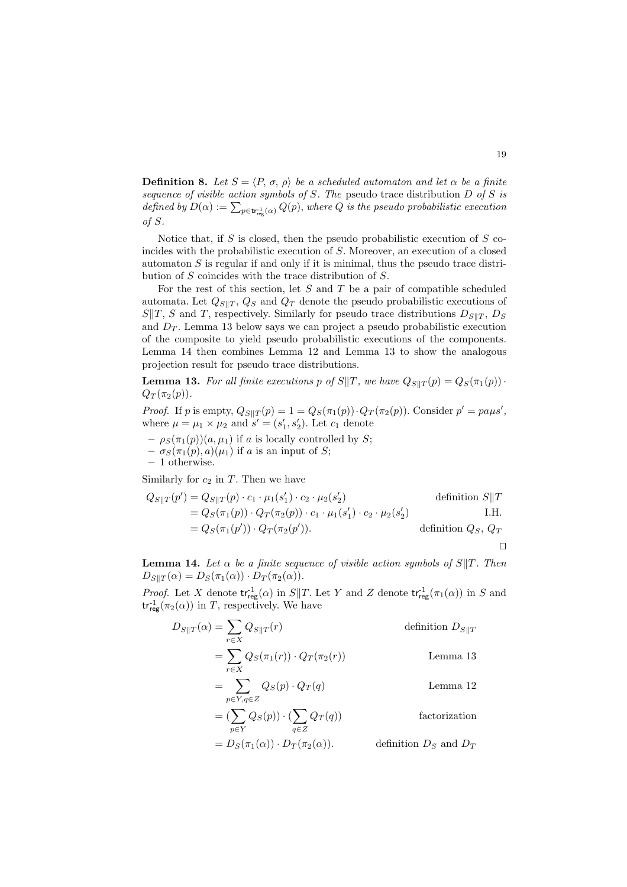**Definition 8.** *Let $S = \langle P, \sigma, \rho \rangle$ be a scheduled automaton and let $\alpha$ be a finite sequence of visible action symbols of $S$. The* pseudo trace distribution $D$ *of $S$ is defined by $D(\alpha) := \sum_{p \in \mathsf{tr}^{-1}_{\mathsf{reg}}(\alpha)} Q(p)$, where $Q$ is the pseudo probabilistic execution of $S$.*

Notice that, if $S$ is closed, then the pseudo probabilistic execution of $S$ coincides with the probabilistic execution of $S$. Moreover, an execution of a closed automaton $S$ is regular if and only if it is minimal, thus the pseudo trace distribution of $S$ coincides with the trace distribution of $S$.

For the rest of this section, let $S$ and $T$ be a pair of compatible scheduled automata. Let $Q_{S\|T}$, $Q_S$ and $Q_T$ denote the pseudo probabilistic executions of $S\|T$, $S$ and $T$, respectively. Similarly for pseudo trace distributions $D_{S\|T}$, $D_S$ and $D_T$. Lemma 13 below says we can project a pseudo probabilistic execution of the composite to yield pseudo probabilistic executions of the components. Lemma 14 then combines Lemma 12 and Lemma 13 to show the analogous projection result for pseudo trace distributions.

**Lemma 13.** *For all finite executions $p$ of $S\|T$, we have $Q_{S\|T}(p) = Q_S(\pi_1(p)) \cdot Q_T(\pi_2(p))$.*

*Proof.* If $p$ is empty, $Q_{S\|T}(p) = 1 = Q_S(\pi_1(p)) \cdot Q_T(\pi_2(p))$. Consider $p' = pa\mu s'$, where $\mu = \mu_1 \times \mu_2$ and $s' = (s'_1, s'_2)$. Let $c_1$ denote

- $\rho_S(\pi_1(p))(a, \mu_1)$ if $a$ is locally controlled by $S$;
- $\sigma_S(\pi_1(p), a)(\mu_1)$ if $a$ is an input of $S$;
- 1 otherwise.

Similarly for $c_2$ in $T$. Then we have

$$
\begin{aligned}
Q_{S\|T}(p') &= Q_{S\|T}(p) \cdot c_1 \cdot \mu_1(s'_1) \cdot c_2 \cdot \mu_2(s'_2) && \text{definition } S\|T \\
&= Q_S(\pi_1(p)) \cdot Q_T(\pi_2(p)) \cdot c_1 \cdot \mu_1(s'_1) \cdot c_2 \cdot \mu_2(s'_2) && \text{I.H.} \\
&= Q_S(\pi_1(p')) \cdot Q_T(\pi_2(p')). && \text{definition } Q_S,\ Q_T
\end{aligned}
$$

$\square$

**Lemma 14.** *Let $\alpha$ be a finite sequence of visible action symbols of $S\|T$. Then $D_{S\|T}(\alpha) = D_S(\pi_1(\alpha)) \cdot D_T(\pi_2(\alpha))$.*

*Proof.* Let $X$ denote $\mathsf{tr}^{-1}_{\mathsf{reg}}(\alpha)$ in $S\|T$. Let $Y$ and $Z$ denote $\mathsf{tr}^{-1}_{\mathsf{reg}}(\pi_1(\alpha))$ in $S$ and $\mathsf{tr}^{-1}_{\mathsf{reg}}(\pi_2(\alpha))$ in $T$, respectively. We have

$$
\begin{aligned}
D_{S\|T}(\alpha) &= \sum_{r \in X} Q_{S\|T}(r) && \text{definition } D_{S\|T} \\
&= \sum_{r \in X} Q_S(\pi_1(r)) \cdot Q_T(\pi_2(r)) && \text{Lemma 13} \\
&= \sum_{p \in Y, q \in Z} Q_S(p) \cdot Q_T(q) && \text{Lemma 12} \\
&= \Big(\sum_{p \in Y} Q_S(p)\Big) \cdot \Big(\sum_{q \in Z} Q_T(q)\Big) && \text{factorization} \\
&= D_S(\pi_1(\alpha)) \cdot D_T(\pi_2(\alpha)). && \text{definition } D_S \text{ and } D_T
\end{aligned}
$$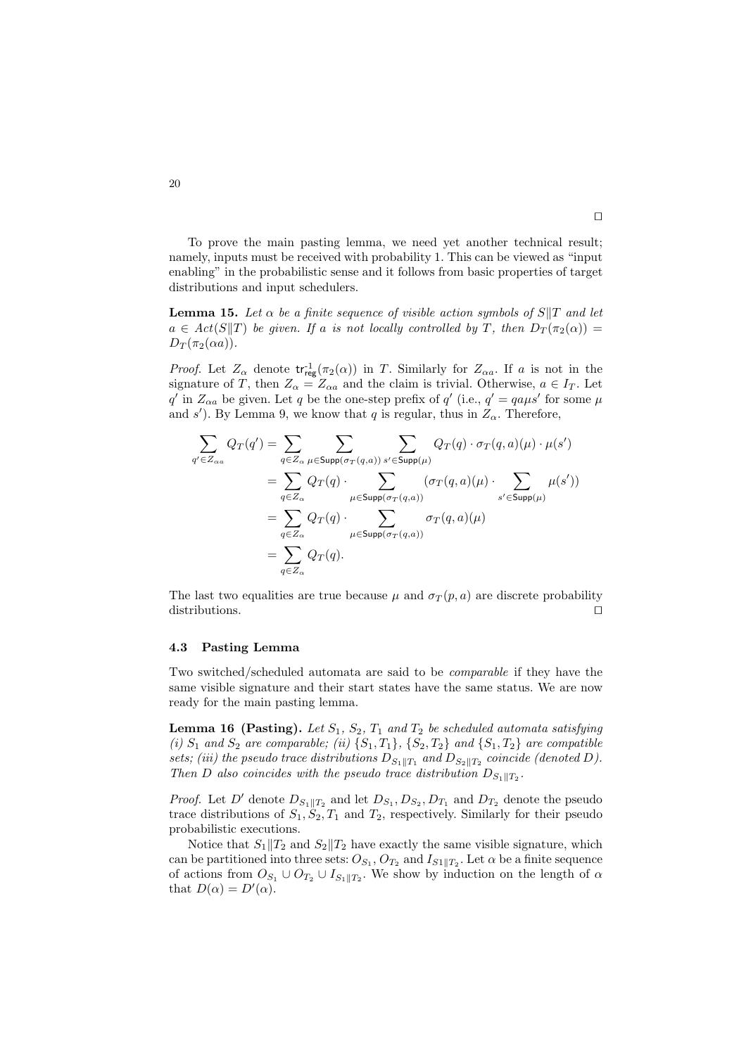□

To prove the main pasting lemma, we need yet another technical result; namely, inputs must be received with probability 1. This can be viewed as "input enabling" in the probabilistic sense and it follows from basic properties of target distributions and input schedulers.

**Lemma 15.** *Let $\alpha$ be a finite sequence of visible action symbols of $S \| T$ and let $a \in Act(S\|T)$ be given. If $a$ is not locally controlled by $T$, then $D_T(\pi_2(\alpha)) = D_T(\pi_2(\alpha a))$.*

*Proof.* Let $Z_\alpha$ denote $\mathsf{tr}^{-1}_{\mathsf{reg}}(\pi_2(\alpha))$ in $T$. Similarly for $Z_{\alpha a}$. If $a$ is not in the signature of $T$, then $Z_\alpha = Z_{\alpha a}$ and the claim is trivial. Otherwise, $a \in I_T$. Let $q'$ in $Z_{\alpha a}$ be given. Let $q$ be the one-step prefix of $q'$ (i.e., $q' = qa\mu s'$ for some $\mu$ and $s'$). By Lemma 9, we know that $q$ is regular, thus in $Z_\alpha$. Therefore,

$$
\begin{aligned}
\sum_{q' \in Z_{\alpha a}} Q_T(q') &= \sum_{q \in Z_\alpha} \sum_{\mu \in \mathsf{Supp}(\sigma_T(q,a))} \sum_{s' \in \mathsf{Supp}(\mu)} Q_T(q) \cdot \sigma_T(q,a)(\mu) \cdot \mu(s') \\
&= \sum_{q \in Z_\alpha} Q_T(q) \cdot \sum_{\mu \in \mathsf{Supp}(\sigma_T(q,a))} (\sigma_T(q,a)(\mu) \cdot \sum_{s' \in \mathsf{Supp}(\mu)} \mu(s')) \\
&= \sum_{q \in Z_\alpha} Q_T(q) \cdot \sum_{\mu \in \mathsf{Supp}(\sigma_T(q,a))} \sigma_T(q,a)(\mu) \\
&= \sum_{q \in Z_\alpha} Q_T(q).
\end{aligned}
$$

The last two equalities are true because $\mu$ and $\sigma_T(p,a)$ are discrete probability distributions. □

### 4.3 Pasting Lemma

Two switched/scheduled automata are said to be *comparable* if they have the same visible signature and their start states have the same status. We are now ready for the main pasting lemma.

**Lemma 16 (Pasting).** *Let $S_1$, $S_2$, $T_1$ and $T_2$ be scheduled automata satisfying (i) $S_1$ and $S_2$ are comparable; (ii) $\{S_1, T_1\}$, $\{S_2, T_2\}$ and $\{S_1, T_2\}$ are compatible sets; (iii) the pseudo trace distributions $D_{S_1\|T_1}$ and $D_{S_2\|T_2}$ coincide (denoted $D$). Then $D$ also coincides with the pseudo trace distribution $D_{S_1\|T_2}$.*

*Proof.* Let $D'$ denote $D_{S_1\|T_2}$ and let $D_{S_1}, D_{S_2}, D_{T_1}$ and $D_{T_2}$ denote the pseudo trace distributions of $S_1, S_2, T_1$ and $T_2$, respectively. Similarly for their pseudo probabilistic executions.

Notice that $S_1\|T_2$ and $S_2\|T_2$ have exactly the same visible signature, which can be partitioned into three sets: $O_{S_1}$, $O_{T_2}$ and $I_{S1\|T_2}$. Let $\alpha$ be a finite sequence of actions from $O_{S_1} \cup O_{T_2} \cup I_{S_1\|T_2}$. We show by induction on the length of $\alpha$ that $D(\alpha) = D'(\alpha)$.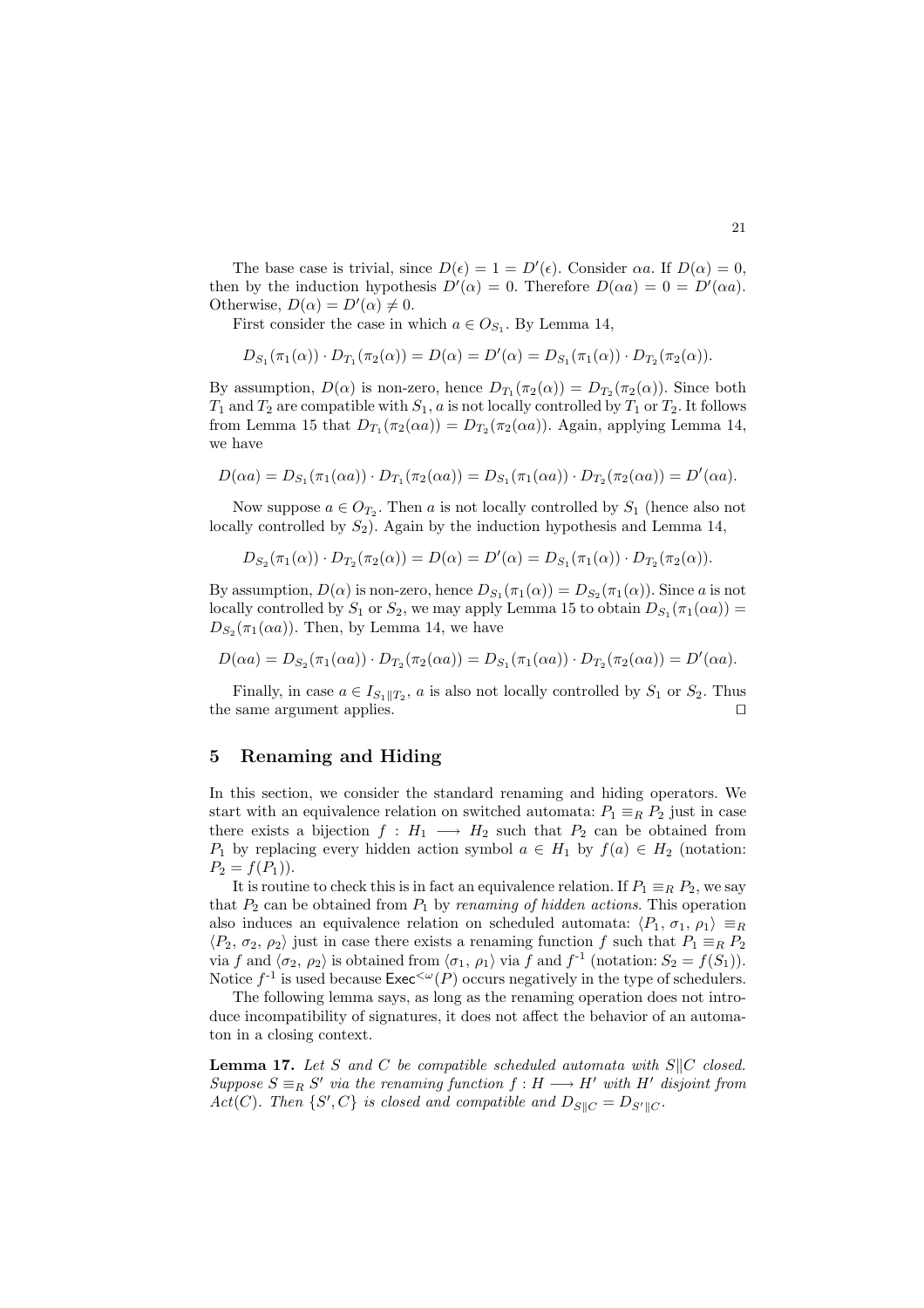The base case is trivial, since $D(\epsilon) = 1 = D'(\epsilon)$. Consider $\alpha a$. If $D(\alpha) = 0$, then by the induction hypothesis $D'(\alpha) = 0$. Therefore $D(\alpha a) = 0 = D'(\alpha a)$. Otherwise, $D(\alpha) = D'(\alpha) \neq 0$.

First consider the case in which $a \in O_{S_1}$. By Lemma 14,

$$D_{S_1}(\pi_1(\alpha)) \cdot D_{T_1}(\pi_2(\alpha)) = D(\alpha) = D'(\alpha) = D_{S_1}(\pi_1(\alpha)) \cdot D_{T_2}(\pi_2(\alpha)).$$

By assumption, $D(\alpha)$ is non-zero, hence $D_{T_1}(\pi_2(\alpha)) = D_{T_2}(\pi_2(\alpha))$. Since both $T_1$ and $T_2$ are compatible with $S_1$, $a$ is not locally controlled by $T_1$ or $T_2$. It follows from Lemma 15 that $D_{T_1}(\pi_2(\alpha a)) = D_{T_2}(\pi_2(\alpha a))$. Again, applying Lemma 14, we have

$$D(\alpha a) = D_{S_1}(\pi_1(\alpha a)) \cdot D_{T_1}(\pi_2(\alpha a)) = D_{S_1}(\pi_1(\alpha a)) \cdot D_{T_2}(\pi_2(\alpha a)) = D'(\alpha a).$$

Now suppose $a \in O_{T_2}$. Then $a$ is not locally controlled by $S_1$ (hence also not locally controlled by $S_2$). Again by the induction hypothesis and Lemma 14,

$$D_{S_2}(\pi_1(\alpha)) \cdot D_{T_2}(\pi_2(\alpha)) = D(\alpha) = D'(\alpha) = D_{S_1}(\pi_1(\alpha)) \cdot D_{T_2}(\pi_2(\alpha)).$$

By assumption, $D(\alpha)$ is non-zero, hence $D_{S_1}(\pi_1(\alpha)) = D_{S_2}(\pi_1(\alpha))$. Since $a$ is not locally controlled by $S_1$ or $S_2$, we may apply Lemma 15 to obtain $D_{S_1}(\pi_1(\alpha a)) = D_{S_2}(\pi_1(\alpha a))$. Then, by Lemma 14, we have

$$D(\alpha a) = D_{S_2}(\pi_1(\alpha a)) \cdot D_{T_2}(\pi_2(\alpha a)) = D_{S_1}(\pi_1(\alpha a)) \cdot D_{T_2}(\pi_2(\alpha a)) = D'(\alpha a).$$

Finally, in case $a \in I_{S_1 \| T_2}$, $a$ is also not locally controlled by $S_1$ or $S_2$. Thus the same argument applies. □

## 5 Renaming and Hiding

In this section, we consider the standard renaming and hiding operators. We start with an equivalence relation on switched automata: $P_1 \equiv_R P_2$ just in case there exists a bijection $f : H_1 \longrightarrow H_2$ such that $P_2$ can be obtained from $P_1$ by replacing every hidden action symbol $a \in H_1$ by $f(a) \in H_2$ (notation: $P_2 = f(P_1)$).

It is routine to check this is in fact an equivalence relation. If $P_1 \equiv_R P_2$, we say that $P_2$ can be obtained from $P_1$ by *renaming of hidden actions*. This operation also induces an equivalence relation on scheduled automata: $\langle P_1, \sigma_1, \rho_1 \rangle \equiv_R \langle P_2, \sigma_2, \rho_2 \rangle$ just in case there exists a renaming function $f$ such that $P_1 \equiv_R P_2$ via $f$ and $\langle \sigma_2, \rho_2 \rangle$ is obtained from $\langle \sigma_1, \rho_1 \rangle$ via $f$ and $f^{-1}$ (notation: $S_2 = f(S_1)$). Notice $f^{-1}$ is used because $\mathsf{Exec}^{<\omega}(P)$ occurs negatively in the type of schedulers.

The following lemma says, as long as the renaming operation does not introduce incompatibility of signatures, it does not affect the behavior of an automaton in a closing context.

**Lemma 17.** *Let $S$ and $C$ be compatible scheduled automata with $S \| C$ closed. Suppose $S \equiv_R S'$ via the renaming function $f : H \longrightarrow H'$ with $H'$ disjoint from $Act(C)$. Then $\{S', C\}$ is closed and compatible and $D_{S\|C} = D_{S'\|C}$.*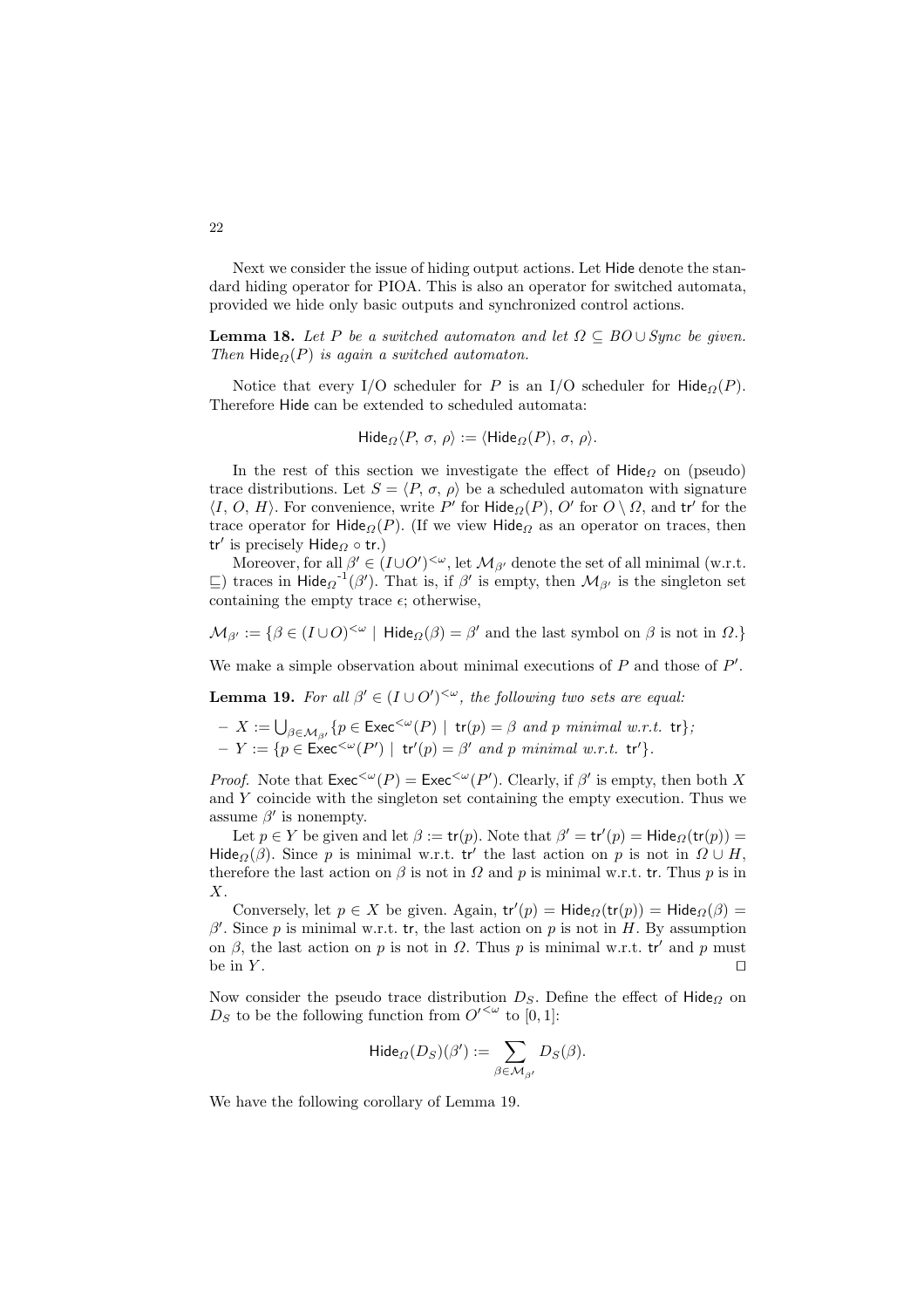Next we consider the issue of hiding output actions. Let Hide denote the standard hiding operator for PIOA. This is also an operator for switched automata, provided we hide only basic outputs and synchronized control actions.

**Lemma 18.** *Let $P$ be a switched automaton and let $\Omega \subseteq BO \cup Sync$ be given. Then $\mathsf{Hide}_\Omega(P)$ is again a switched automaton.*

Notice that every I/O scheduler for $P$ is an I/O scheduler for $\mathsf{Hide}_\Omega(P)$. Therefore Hide can be extended to scheduled automata:

$$\mathsf{Hide}_\Omega\langle P,\, \sigma,\, \rho\rangle := \langle \mathsf{Hide}_\Omega(P),\, \sigma,\, \rho\rangle.$$

In the rest of this section we investigate the effect of $\mathsf{Hide}_\Omega$ on (pseudo) trace distributions. Let $S = \langle P,\, \sigma,\, \rho\rangle$ be a scheduled automaton with signature $\langle I,\, O,\, H\rangle$. For convenience, write $P'$ for $\mathsf{Hide}_\Omega(P)$, $O'$ for $O \setminus \Omega$, and $\mathsf{tr}'$ for the trace operator for $\mathsf{Hide}_\Omega(P)$. (If we view $\mathsf{Hide}_\Omega$ as an operator on traces, then $\mathsf{tr}'$ is precisely $\mathsf{Hide}_\Omega \circ \mathsf{tr}$.)

Moreover, for all $\beta' \in (I \cup O')^{<\omega}$, let $\mathcal{M}_{\beta'}$ denote the set of all minimal (w.r.t. $\sqsubseteq$) traces in $\mathsf{Hide}_\Omega{}^{-1}(\beta')$. That is, if $\beta'$ is empty, then $\mathcal{M}_{\beta'}$ is the singleton set containing the empty trace $\epsilon$; otherwise,

$$\mathcal{M}_{\beta'} := \{\beta \in (I \cup O)^{<\omega} \mid \mathsf{Hide}_\Omega(\beta) = \beta' \text{ and the last symbol on } \beta \text{ is not in } \Omega.\}$$

We make a simple observation about minimal executions of $P$ and those of $P'$.

**Lemma 19.** *For all $\beta' \in (I \cup O')^{<\omega}$, the following two sets are equal:*

- $X := \bigcup_{\beta \in \mathcal{M}_{\beta'}} \{p \in \mathsf{Exec}^{<\omega}(P) \mid \mathsf{tr}(p) = \beta$ *and $p$ minimal w.r.t.* $\mathsf{tr}\}$*;*
- $Y := \{p \in \mathsf{Exec}^{<\omega}(P') \mid \mathsf{tr}'(p) = \beta'$ *and $p$ minimal w.r.t.* $\mathsf{tr}'\}$*.*

*Proof.* Note that $\mathsf{Exec}^{<\omega}(P) = \mathsf{Exec}^{<\omega}(P')$. Clearly, if $\beta'$ is empty, then both $X$ and $Y$ coincide with the singleton set containing the empty execution. Thus we assume $\beta'$ is nonempty.

Let $p \in Y$ be given and let $\beta := \mathsf{tr}(p)$. Note that $\beta' = \mathsf{tr}'(p) = \mathsf{Hide}_\Omega(\mathsf{tr}(p)) = \mathsf{Hide}_\Omega(\beta)$. Since $p$ is minimal w.r.t. $\mathsf{tr}'$ the last action on $p$ is not in $\Omega \cup H$, therefore the last action on $\beta$ is not in $\Omega$ and $p$ is minimal w.r.t. $\mathsf{tr}$. Thus $p$ is in $X$.

Conversely, let $p \in X$ be given. Again, $\mathsf{tr}'(p) = \mathsf{Hide}_\Omega(\mathsf{tr}(p)) = \mathsf{Hide}_\Omega(\beta) = \beta'$. Since $p$ is minimal w.r.t. $\mathsf{tr}$, the last action on $p$ is not in $H$. By assumption on $\beta$, the last action on $p$ is not in $\Omega$. Thus $p$ is minimal w.r.t. $\mathsf{tr}'$ and $p$ must be in $Y$. ⊓⊔

Now consider the pseudo trace distribution $D_S$. Define the effect of $\mathsf{Hide}_\Omega$ on $D_S$ to be the following function from ${O'}^{<\omega}$ to $[0, 1]$:

$$\mathsf{Hide}_\Omega(D_S)(\beta') := \sum_{\beta \in \mathcal{M}_{\beta'}} D_S(\beta).$$

We have the following corollary of Lemma 19.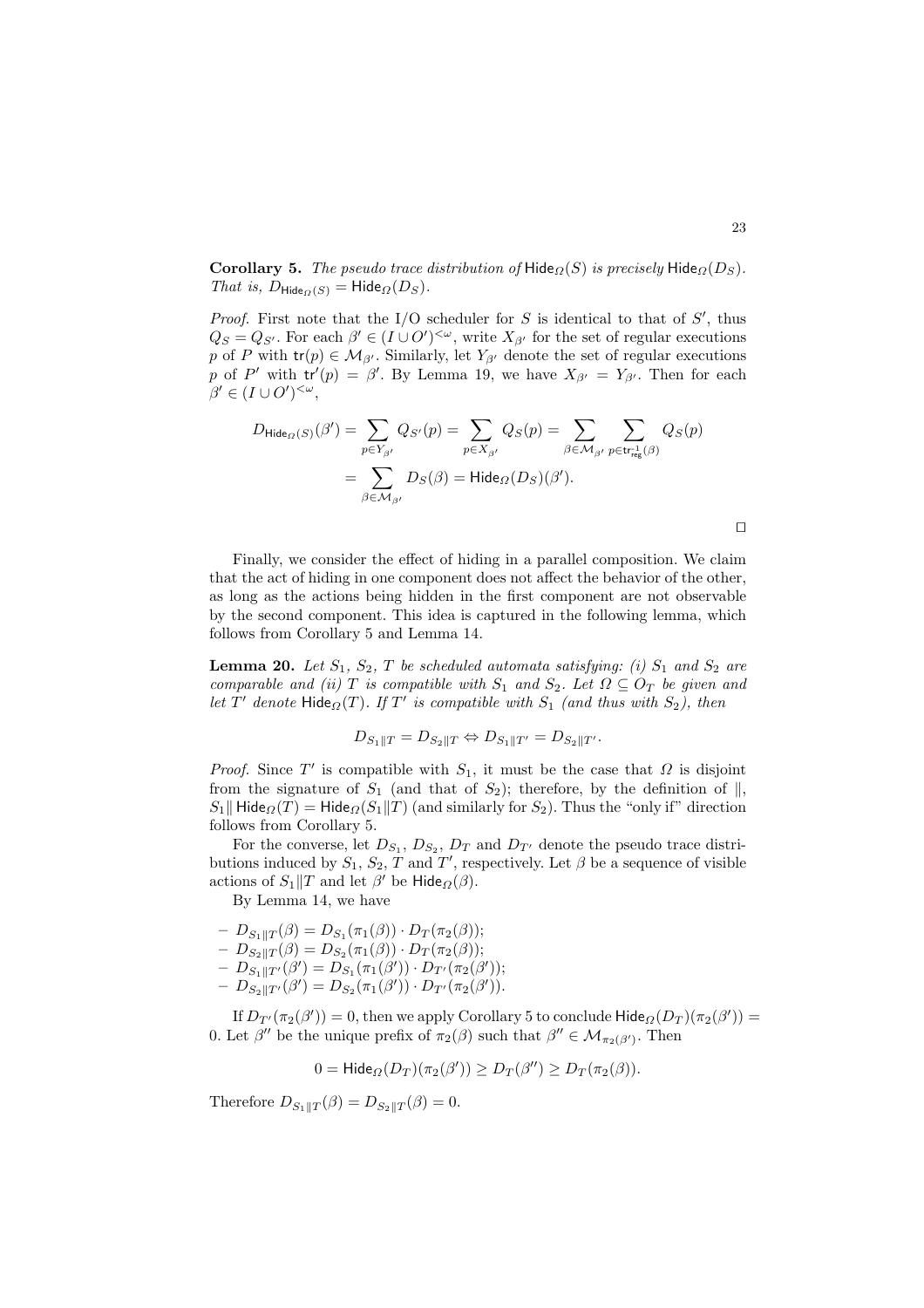**Corollary 5.** *The pseudo trace distribution of* $\mathsf{Hide}_\Omega(S)$ *is precisely* $\mathsf{Hide}_\Omega(D_S)$*. That is,* $D_{\mathsf{Hide}_\Omega(S)} = \mathsf{Hide}_\Omega(D_S)$*.*

*Proof.* First note that the I/O scheduler for $S$ is identical to that of $S'$, thus $Q_S = Q_{S'}$. For each $\beta' \in (I \cup O')^{<\omega}$, write $X_{\beta'}$ for the set of regular executions $p$ of $P$ with $\mathsf{tr}(p) \in \mathcal{M}_{\beta'}$. Similarly, let $Y_{\beta'}$ denote the set of regular executions $p$ of $P'$ with $\mathsf{tr}'(p) = \beta'$. By Lemma 19, we have $X_{\beta'} = Y_{\beta'}$. Then for each $\beta' \in (I \cup O')^{<\omega}$,

$$
\begin{aligned}
D_{\mathsf{Hide}_\Omega(S)}(\beta') &= \sum_{p \in Y_{\beta'}} Q_{S'}(p) = \sum_{p \in X_{\beta'}} Q_S(p) = \sum_{\beta \in \mathcal{M}_{\beta'}} \sum_{p \in \mathsf{tr}_{\mathsf{reg}}^{-1}(\beta)} Q_S(p) \\
&= \sum_{\beta \in \mathcal{M}_{\beta'}} D_S(\beta) = \mathsf{Hide}_\Omega(D_S)(\beta').
\end{aligned}
$$

□

Finally, we consider the effect of hiding in a parallel composition. We claim that the act of hiding in one component does not affect the behavior of the other, as long as the actions being hidden in the first component are not observable by the second component. This idea is captured in the following lemma, which follows from Corollary 5 and Lemma 14.

**Lemma 20.** *Let* $S_1$*,* $S_2$*,* $T$ *be scheduled automata satisfying: (i)* $S_1$ *and* $S_2$ *are comparable and (ii)* $T$ *is compatible with* $S_1$ *and* $S_2$*. Let* $\Omega \subseteq O_T$ *be given and let* $T'$ *denote* $\mathsf{Hide}_\Omega(T)$*. If* $T'$ *is compatible with* $S_1$ *(and thus with* $S_2$*), then*

$$
D_{S_1 \| T} = D_{S_2 \| T} \Leftrightarrow D_{S_1 \| T'} = D_{S_2 \| T'}.
$$

*Proof.* Since $T'$ is compatible with $S_1$, it must be the case that $\Omega$ is disjoint from the signature of $S_1$ (and that of $S_2$); therefore, by the definition of $\|$, $S_1 \| \mathsf{Hide}_\Omega(T) = \mathsf{Hide}_\Omega(S_1 \| T)$ (and similarly for $S_2$). Thus the "only if" direction follows from Corollary 5.

For the converse, let $D_{S_1}$, $D_{S_2}$, $D_T$ and $D_{T'}$ denote the pseudo trace distributions induced by $S_1$, $S_2$, $T$ and $T'$, respectively. Let $\beta$ be a sequence of visible actions of $S_1 \| T$ and let $\beta'$ be $\mathsf{Hide}_\Omega(\beta)$.

By Lemma 14, we have

- $D_{S_1 \| T}(\beta) = D_{S_1}(\pi_1(\beta)) \cdot D_T(\pi_2(\beta))$;
- $D_{S_2 \| T}(\beta) = D_{S_2}(\pi_1(\beta)) \cdot D_T(\pi_2(\beta))$;
- $D_{S_1 \| T'}(\beta') = D_{S_1}(\pi_1(\beta')) \cdot D_{T'}(\pi_2(\beta'))$;
- $D_{S_2 \| T'}(\beta') = D_{S_2}(\pi_1(\beta')) \cdot D_{T'}(\pi_2(\beta'))$.

If $D_{T'}(\pi_2(\beta')) = 0$, then we apply Corollary 5 to conclude $\mathsf{Hide}_\Omega(D_T)(\pi_2(\beta')) = 0$. Let $\beta''$ be the unique prefix of $\pi_2(\beta)$ such that $\beta'' \in \mathcal{M}_{\pi_2(\beta')}$. Then

$$
0 = \mathsf{Hide}_\Omega(D_T)(\pi_2(\beta')) \geq D_T(\beta'') \geq D_T(\pi_2(\beta)).
$$

Therefore $D_{S_1 \| T}(\beta) = D_{S_2 \| T}(\beta) = 0$.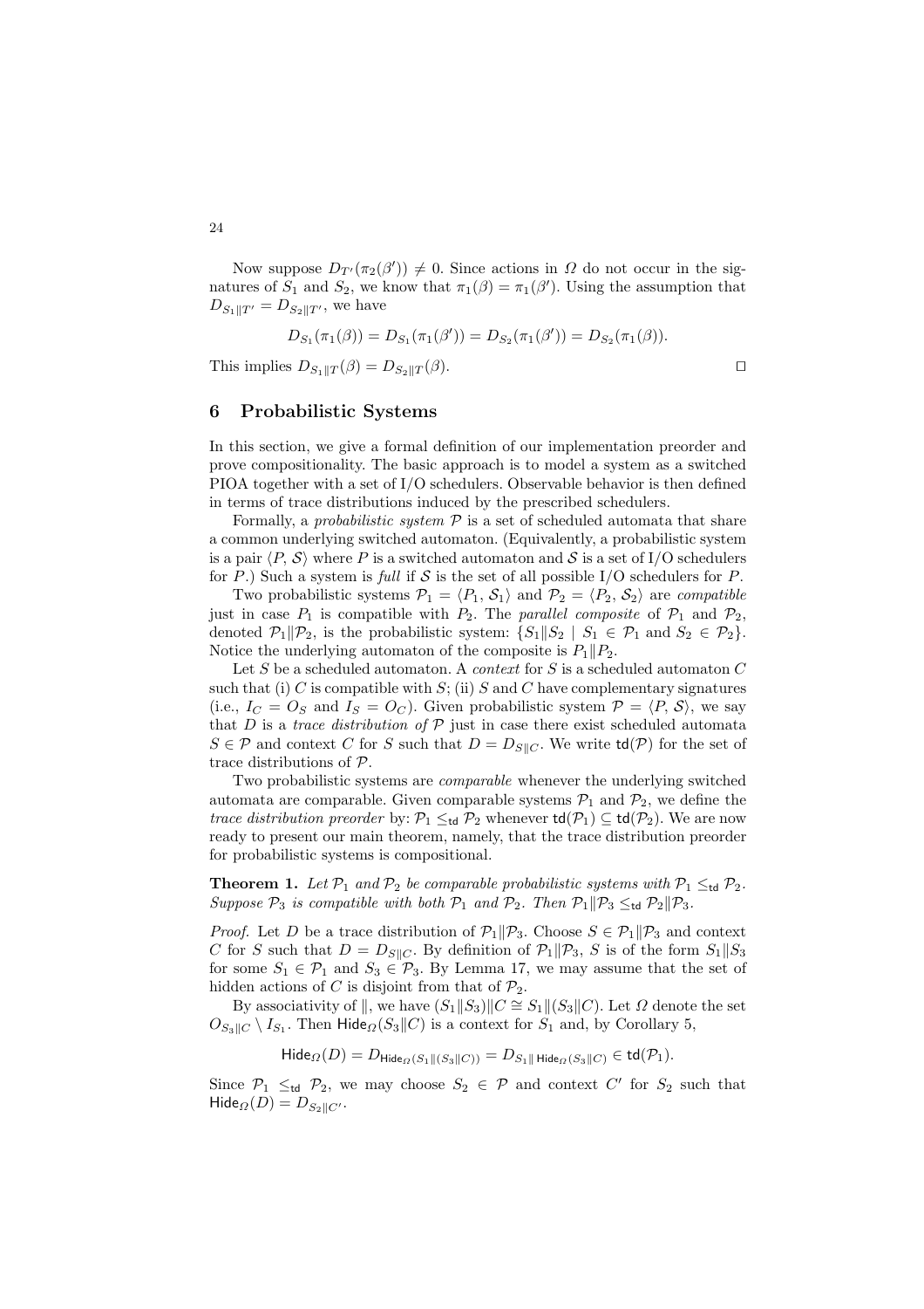Now suppose $D_{T'}(\pi_2(\beta')) \neq 0$. Since actions in $\Omega$ do not occur in the signatures of $S_1$ and $S_2$, we know that $\pi_1(\beta) = \pi_1(\beta')$. Using the assumption that $D_{S_1 \| T'} = D_{S_2 \| T'}$, we have

$$D_{S_1}(\pi_1(\beta)) = D_{S_1}(\pi_1(\beta')) = D_{S_2}(\pi_1(\beta')) = D_{S_2}(\pi_1(\beta)).$$

This implies $D_{S_1 \| T}(\beta) = D_{S_2 \| T}(\beta)$. □

## 6 Probabilistic Systems

In this section, we give a formal definition of our implementation preorder and prove compositionality. The basic approach is to model a system as a switched PIOA together with a set of I/O schedulers. Observable behavior is then defined in terms of trace distributions induced by the prescribed schedulers.

Formally, a *probabilistic system* $\mathcal{P}$ is a set of scheduled automata that share a common underlying switched automaton. (Equivalently, a probabilistic system is a pair $\langle P, \mathcal{S} \rangle$ where $P$ is a switched automaton and $\mathcal{S}$ is a set of I/O schedulers for $P$.) Such a system is *full* if $\mathcal{S}$ is the set of all possible I/O schedulers for $P$.

Two probabilistic systems $\mathcal{P}_1 = \langle P_1, \mathcal{S}_1 \rangle$ and $\mathcal{P}_2 = \langle P_2, \mathcal{S}_2 \rangle$ are *compatible* just in case $P_1$ is compatible with $P_2$. The *parallel composite* of $\mathcal{P}_1$ and $\mathcal{P}_2$, denoted $\mathcal{P}_1 \| \mathcal{P}_2$, is the probabilistic system: $\{S_1 \| S_2 \mid S_1 \in \mathcal{P}_1 \text{ and } S_2 \in \mathcal{P}_2\}$. Notice the underlying automaton of the composite is $P_1 \| P_2$.

Let $S$ be a scheduled automaton. A *context* for $S$ is a scheduled automaton $C$ such that (i) $C$ is compatible with $S$; (ii) $S$ and $C$ have complementary signatures (i.e., $I_C = O_S$ and $I_S = O_C$). Given probabilistic system $\mathcal{P} = \langle P, \mathcal{S} \rangle$, we say that $D$ is a *trace distribution of* $\mathcal{P}$ just in case there exist scheduled automata $S \in \mathcal{P}$ and context $C$ for $S$ such that $D = D_{S \| C}$. We write $\mathsf{td}(\mathcal{P})$ for the set of trace distributions of $\mathcal{P}$.

Two probabilistic systems are *comparable* whenever the underlying switched automata are comparable. Given comparable systems $\mathcal{P}_1$ and $\mathcal{P}_2$, we define the *trace distribution preorder* by: $\mathcal{P}_1 \leq_{\mathsf{td}} \mathcal{P}_2$ whenever $\mathsf{td}(\mathcal{P}_1) \subseteq \mathsf{td}(\mathcal{P}_2)$. We are now ready to present our main theorem, namely, that the trace distribution preorder for probabilistic systems is compositional.

**Theorem 1.** *Let $\mathcal{P}_1$ and $\mathcal{P}_2$ be comparable probabilistic systems with $\mathcal{P}_1 \leq_{\mathsf{td}} \mathcal{P}_2$. Suppose $\mathcal{P}_3$ is compatible with both $\mathcal{P}_1$ and $\mathcal{P}_2$. Then $\mathcal{P}_1 \| \mathcal{P}_3 \leq_{\mathsf{td}} \mathcal{P}_2 \| \mathcal{P}_3$.*

*Proof.* Let $D$ be a trace distribution of $\mathcal{P}_1 \| \mathcal{P}_3$. Choose $S \in \mathcal{P}_1 \| \mathcal{P}_3$ and context $C$ for $S$ such that $D = D_{S \| C}$. By definition of $\mathcal{P}_1 \| \mathcal{P}_3$, $S$ is of the form $S_1 \| S_3$ for some $S_1 \in \mathcal{P}_1$ and $S_3 \in \mathcal{P}_3$. By Lemma 17, we may assume that the set of hidden actions of $C$ is disjoint from that of $\mathcal{P}_2$.

By associativity of $\|$, we have $(S_1 \| S_3) \| C \cong S_1 \| (S_3 \| C)$. Let $\Omega$ denote the set $O_{S_3 \| C} \setminus I_{S_1}$. Then $\mathsf{Hide}_\Omega(S_3 \| C)$ is a context for $S_1$ and, by Corollary 5,

$$\mathsf{Hide}_\Omega(D) = D_{\mathsf{Hide}_\Omega(S_1 \| (S_3 \| C))} = D_{S_1 \| \mathsf{Hide}_\Omega(S_3 \| C)} \in \mathsf{td}(\mathcal{P}_1).$$

Since $\mathcal{P}_1 \leq_{\mathsf{td}} \mathcal{P}_2$, we may choose $S_2 \in \mathcal{P}$ and context $C'$ for $S_2$ such that $\mathsf{Hide}_\Omega(D) = D_{S_2 \| C'}$.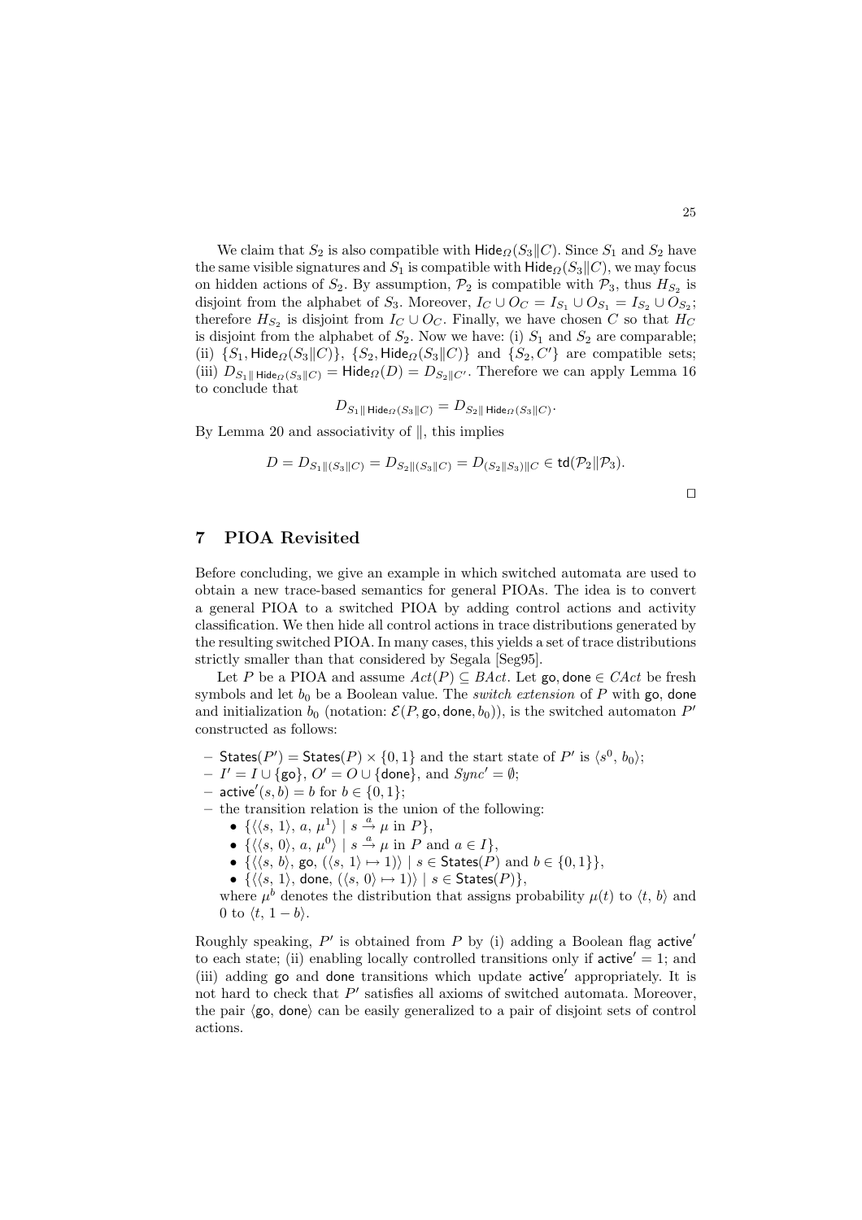We claim that $S_2$ is also compatible with $\mathsf{Hide}_\Omega(S_3 \| C)$. Since $S_1$ and $S_2$ have the same visible signatures and $S_1$ is compatible with $\mathsf{Hide}_\Omega(S_3 \| C)$, we may focus on hidden actions of $S_2$. By assumption, $\mathcal{P}_2$ is compatible with $\mathcal{P}_3$, thus $H_{S_2}$ is disjoint from the alphabet of $S_3$. Moreover, $I_C \cup O_C = I_{S_1} \cup O_{S_1} = I_{S_2} \cup O_{S_2}$; therefore $H_{S_2}$ is disjoint from $I_C \cup O_C$. Finally, we have chosen $C$ so that $H_C$ is disjoint from the alphabet of $S_2$. Now we have: (i) $S_1$ and $S_2$ are comparable; (ii) $\{S_1, \mathsf{Hide}_\Omega(S_3 \| C)\}$, $\{S_2, \mathsf{Hide}_\Omega(S_3 \| C)\}$ and $\{S_2, C'\}$ are compatible sets; (iii) $D_{S_1 \| \mathsf{Hide}_\Omega(S_3 \| C)} = \mathsf{Hide}_\Omega(D) = D_{S_2 \| C'}$. Therefore we can apply Lemma 16 to conclude that

$$D_{S_1 \| \mathsf{Hide}_\Omega(S_3 \| C)} = D_{S_2 \| \mathsf{Hide}_\Omega(S_3 \| C)}.$$

By Lemma 20 and associativity of $\|$, this implies

$$D = D_{S_1 \| (S_3 \| C)} = D_{S_2 \| (S_3 \| C)} = D_{(S_2 \| S_3) \| C} \in \mathsf{td}(\mathcal{P}_2 \| \mathcal{P}_3).$$

□

## 7 PIOA Revisited

Before concluding, we give an example in which switched automata are used to obtain a new trace-based semantics for general PIOAs. The idea is to convert a general PIOA to a switched PIOA by adding control actions and activity classification. We then hide all control actions in trace distributions generated by the resulting switched PIOA. In many cases, this yields a set of trace distributions strictly smaller than that considered by Segala [Seg95].

Let $P$ be a PIOA and assume $Act(P) \subseteq BAct$. Let $\mathsf{go}, \mathsf{done} \in CAct$ be fresh symbols and let $b_0$ be a Boolean value. The *switch extension* of $P$ with $\mathsf{go}$, $\mathsf{done}$ and initialization $b_0$ (notation: $\mathcal{E}(P, \mathsf{go}, \mathsf{done}, b_0)$), is the switched automaton $P'$ constructed as follows:

- $\mathsf{States}(P') = \mathsf{States}(P) \times \{0, 1\}$ and the start state of $P'$ is $\langle s^0, b_0 \rangle$;
- $I' = I \cup \{\mathsf{go}\}$, $O' = O \cup \{\mathsf{done}\}$, and $Sync' = \emptyset$;
- $\mathsf{active}'(s, b) = b$ for $b \in \{0, 1\}$;
- the transition relation is the union of the following:
  - $\{\langle \langle s, 1 \rangle, a, \mu^1 \rangle \mid s \xrightarrow{a} \mu \text{ in } P\}$,
  - $\{\langle \langle s, 0 \rangle, a, \mu^0 \rangle \mid s \xrightarrow{a} \mu \text{ in } P \text{ and } a \in I\}$,
  - $\{\langle \langle s, b \rangle, \mathsf{go}, (\langle s, 1 \rangle \mapsto 1) \rangle \mid s \in \mathsf{States}(P) \text{ and } b \in \{0, 1\}\}$,
  - $\{\langle \langle s, 1 \rangle, \mathsf{done}, (\langle s, 0 \rangle \mapsto 1) \rangle \mid s \in \mathsf{States}(P)\}$,

  where $\mu^b$ denotes the distribution that assigns probability $\mu(t)$ to $\langle t, b \rangle$ and 0 to $\langle t, 1 - b \rangle$.

Roughly speaking, $P'$ is obtained from $P$ by (i) adding a Boolean flag $\mathsf{active}'$ to each state; (ii) enabling locally controlled transitions only if $\mathsf{active}' = 1$; and (iii) adding $\mathsf{go}$ and $\mathsf{done}$ transitions which update $\mathsf{active}'$ appropriately. It is not hard to check that $P'$ satisfies all axioms of switched automata. Moreover, the pair $\langle \mathsf{go}, \mathsf{done} \rangle$ can be easily generalized to a pair of disjoint sets of control actions.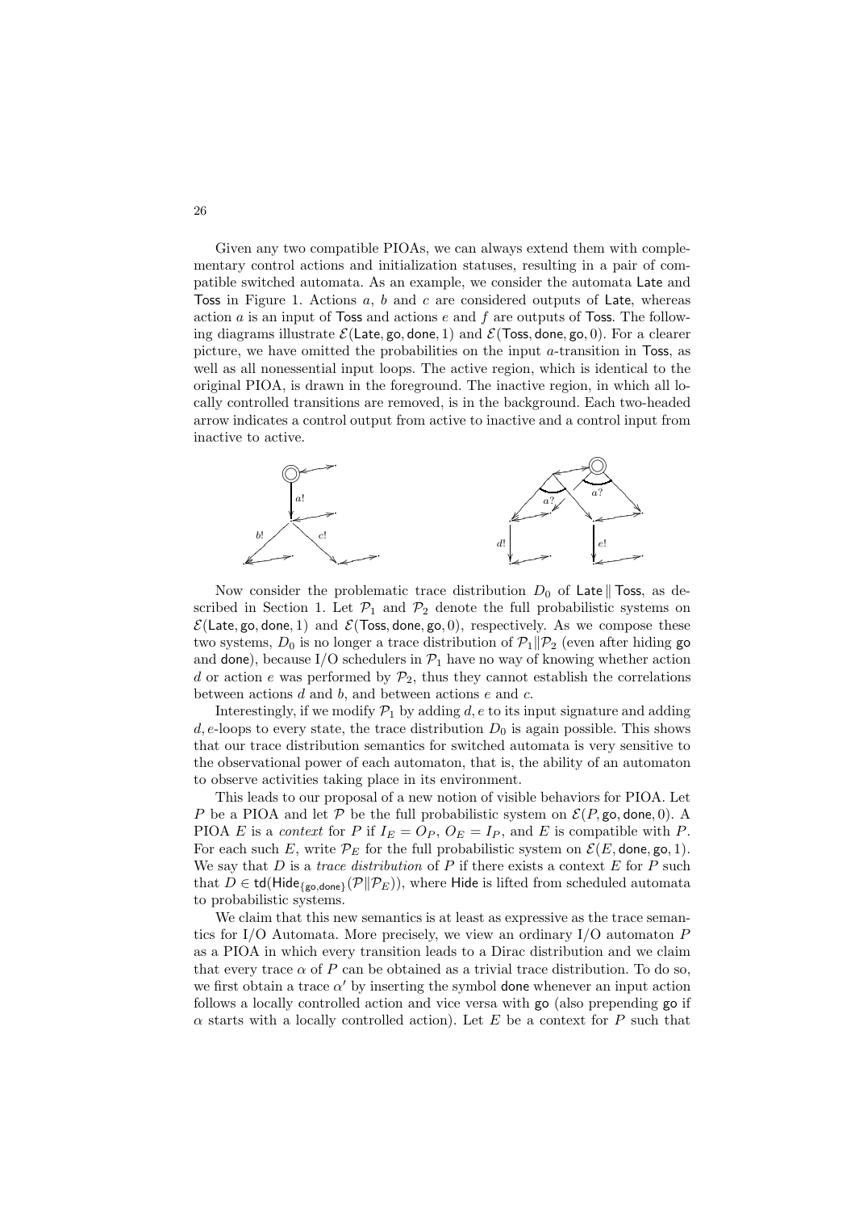Given any two compatible PIOAs, we can always extend them with complementary control actions and initialization statuses, resulting in a pair of compatible switched automata. As an example, we consider the automata Late and Toss in Figure 1. Actions $a$, $b$ and $c$ are considered outputs of Late, whereas action $a$ is an input of Toss and actions $e$ and $f$ are outputs of Toss. The following diagrams illustrate $\mathcal{E}(\mathsf{Late}, \mathsf{go}, \mathsf{done}, 1)$ and $\mathcal{E}(\mathsf{Toss}, \mathsf{done}, \mathsf{go}, 0)$. For a clearer picture, we have omitted the probabilities on the input $a$-transition in Toss, as well as all nonessential input loops. The active region, which is identical to the original PIOA, is drawn in the foreground. The inactive region, in which all locally controlled transitions are removed, is in the background. Each two-headed arrow indicates a control output from active to inactive and a control input from inactive to active.

Now consider the problematic trace distribution $D_0$ of $\mathsf{Late} \,\|\, \mathsf{Toss}$, as described in Section 1. Let $\mathcal{P}_1$ and $\mathcal{P}_2$ denote the full probabilistic systems on $\mathcal{E}(\mathsf{Late}, \mathsf{go}, \mathsf{done}, 1)$ and $\mathcal{E}(\mathsf{Toss}, \mathsf{done}, \mathsf{go}, 0)$, respectively. As we compose these two systems, $D_0$ is no longer a trace distribution of $\mathcal{P}_1 \| \mathcal{P}_2$ (even after hiding go and done), because I/O schedulers in $\mathcal{P}_1$ have no way of knowing whether action $d$ or action $e$ was performed by $\mathcal{P}_2$, thus they cannot establish the correlations between actions $d$ and $b$, and between actions $e$ and $c$.

Interestingly, if we modify $\mathcal{P}_1$ by adding $d, e$ to its input signature and adding $d, e$-loops to every state, the trace distribution $D_0$ is again possible. This shows that our trace distribution semantics for switched automata is very sensitive to the observational power of each automaton, that is, the ability of an automaton to observe activities taking place in its environment.

This leads to our proposal of a new notion of visible behaviors for PIOA. Let $P$ be a PIOA and let $\mathcal{P}$ be the full probabilistic system on $\mathcal{E}(P, \mathsf{go}, \mathsf{done}, 0)$. A PIOA $E$ is a *context* for $P$ if $I_E = O_P$, $O_E = I_P$, and $E$ is compatible with $P$. For each such $E$, write $\mathcal{P}_E$ for the full probabilistic system on $\mathcal{E}(E, \mathsf{done}, \mathsf{go}, 1)$. We say that $D$ is a *trace distribution* of $P$ if there exists a context $E$ for $P$ such that $D \in \mathsf{td}(\mathsf{Hide}_{\{\mathsf{go}, \mathsf{done}\}}(\mathcal{P} \| \mathcal{P}_E))$, where Hide is lifted from scheduled automata to probabilistic systems.

We claim that this new semantics is at least as expressive as the trace semantics for I/O Automata. More precisely, we view an ordinary I/O automaton $P$ as a PIOA in which every transition leads to a Dirac distribution and we claim that every trace $\alpha$ of $P$ can be obtained as a trivial trace distribution. To do so, we first obtain a trace $\alpha'$ by inserting the symbol done whenever an input action follows a locally controlled action and vice versa with go (also prepending go if $\alpha$ starts with a locally controlled action). Let $E$ be a context for $P$ such that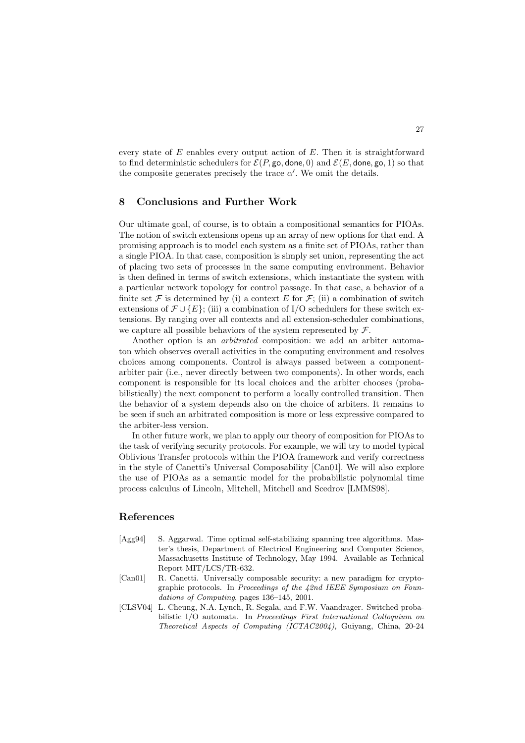every state of $E$ enables every output action of $E$. Then it is straightforward to find deterministic schedulers for $\mathcal{E}(P, \mathsf{go}, \mathsf{done}, 0)$ and $\mathcal{E}(E, \mathsf{done}, \mathsf{go}, 1)$ so that the composite generates precisely the trace $\alpha'$. We omit the details.

## 8 Conclusions and Further Work

Our ultimate goal, of course, is to obtain a compositional semantics for PIOAs. The notion of switch extensions opens up an array of new options for that end. A promising approach is to model each system as a finite set of PIOAs, rather than a single PIOA. In that case, composition is simply set union, representing the act of placing two sets of processes in the same computing environment. Behavior is then defined in terms of switch extensions, which instantiate the system with a particular network topology for control passage. In that case, a behavior of a finite set $\mathcal{F}$ is determined by (i) a context $E$ for $\mathcal{F}$; (ii) a combination of switch extensions of $\mathcal{F} \cup \{E\}$; (iii) a combination of I/O schedulers for these switch extensions. By ranging over all contexts and all extension-scheduler combinations, we capture all possible behaviors of the system represented by $\mathcal{F}$.

Another option is an *arbitrated* composition: we add an arbiter automaton which observes overall activities in the computing environment and resolves choices among components. Control is always passed between a component-arbiter pair (i.e., never directly between two components). In other words, each component is responsible for its local choices and the arbiter chooses (probabilistically) the next component to perform a locally controlled transition. Then the behavior of a system depends also on the choice of arbiters. It remains to be seen if such an arbitrated composition is more or less expressive compared to the arbiter-less version.

In other future work, we plan to apply our theory of composition for PIOAs to the task of verifying security protocols. For example, we will try to model typical Oblivious Transfer protocols within the PIOA framework and verify correctness in the style of Canetti's Universal Composability [Can01]. We will also explore the use of PIOAs as a semantic model for the probabilistic polynomial time process calculus of Lincoln, Mitchell, Mitchell and Scedrov [LMMS98].

## References

- [Agg94] S. Aggarwal. Time optimal self-stabilizing spanning tree algorithms. Master's thesis, Department of Electrical Engineering and Computer Science, Massachusetts Institute of Technology, May 1994. Available as Technical Report MIT/LCS/TR-632.
- [Can01] R. Canetti. Universally composable security: a new paradigm for cryptographic protocols. In *Proceedings of the 42nd IEEE Symposium on Foundations of Computing*, pages 136–145, 2001.
- [CLSV04] L. Cheung, N.A. Lynch, R. Segala, and F.W. Vaandrager. Switched probabilistic I/O automata. In *Proceedings First International Colloquium on Theoretical Aspects of Computing (ICTAC2004),* Guiyang, China, 20-24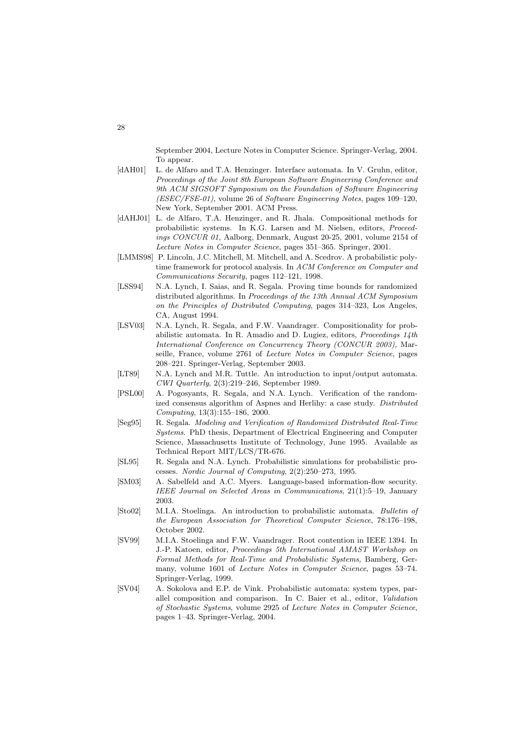September 2004, Lecture Notes in Computer Science. Springer-Verlag, 2004. To appear.

[dAH01] L. de Alfaro and T.A. Henzinger. Interface automata. In V. Gruhn, editor, *Proceedings of the Joint 8th European Software Engineering Conference and 9th ACM SIGSOFT Symposium on the Foundation of Software Engineering (ESEC/FSE-01)*, volume 26 of *Software Engineering Notes*, pages 109–120, New York, September 2001. ACM Press.

[dAHJ01] L. de Alfaro, T.A. Henzinger, and R. Jhala. Compositional methods for probabilistic systems. In K.G. Larsen and M. Nielsen, editors, *Proceedings CONCUR 01,* Aalborg, Denmark, August 20-25, 2001, volume 2154 of *Lecture Notes in Computer Science*, pages 351–365. Springer, 2001.

[LMMS98] P. Lincoln, J.C. Mitchell, M. Mitchell, and A. Scedrov. A probabilistic polytime framework for protocol analysis. In *ACM Conference on Computer and Communications Security*, pages 112–121, 1998.

[LSS94] N.A. Lynch, I. Saias, and R. Segala. Proving time bounds for randomized distributed algorithms. In *Proceedings of the 13th Annual ACM Symposium on the Principles of Distributed Computing*, pages 314–323, Los Angeles, CA, August 1994.

[LSV03] N.A. Lynch, R. Segala, and F.W. Vaandrager. Compositionality for probabilistic automata. In R. Amadio and D. Lugiez, editors, *Proceedings 14th International Conference on Concurrency Theory (CONCUR 2003),* Marseille, France, volume 2761 of *Lecture Notes in Computer Science*, pages 208–221. Springer-Verlag, September 2003.

[LT89] N.A. Lynch and M.R. Tuttle. An introduction to input/output automata. *CWI Quarterly*, 2(3):219–246, September 1989.

[PSL00] A. Pogosyants, R. Segala, and N.A. Lynch. Verification of the randomized consensus algorithm of Aspnes and Herlihy: a case study. *Distributed Computing*, 13(3):155–186, 2000.

[Seg95] R. Segala. *Modeling and Verification of Randomized Distributed Real-Time Systems*. PhD thesis, Department of Electrical Engineering and Computer Science, Massachusetts Institute of Technology, June 1995. Available as Technical Report MIT/LCS/TR-676.

[SL95] R. Segala and N.A. Lynch. Probabilistic simulations for probabilistic processes. *Nordic Journal of Computing*, 2(2):250–273, 1995.

[SM03] A. Sabelfeld and A.C. Myers. Language-based information-flow security. *IEEE Journal on Selected Areas in Communications*, 21(1):5–19, January 2003.

[Sto02] M.I.A. Stoelinga. An introduction to probabilistic automata. *Bulletin of the European Association for Theoretical Computer Science*, 78:176–198, October 2002.

[SV99] M.I.A. Stoelinga and F.W. Vaandrager. Root contention in IEEE 1394. In J.-P. Katoen, editor, *Proceedings 5th International AMAST Workshop on Formal Methods for Real-Time and Probabilistic Systems,* Bamberg, Germany, volume 1601 of *Lecture Notes in Computer Science*, pages 53–74. Springer-Verlag, 1999.

[SV04] A. Sokolova and E.P. de Vink. Probabilistic automata: system types, parallel composition and comparison. In C. Baier et al., editor, *Validation of Stochastic Systems*, volume 2925 of *Lecture Notes in Computer Science*, pages 1–43. Springer-Verlag, 2004.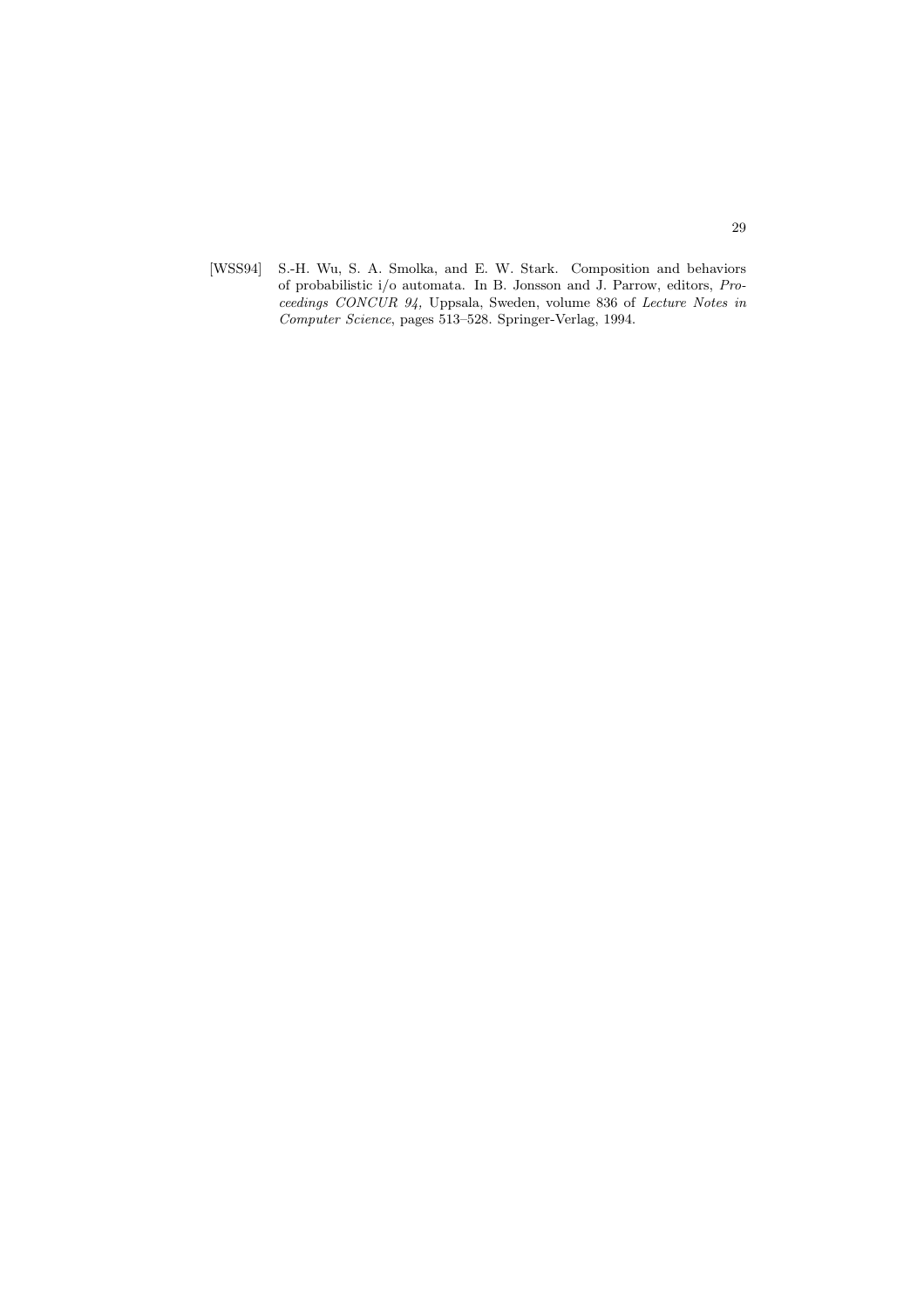[WSS94] S.-H. Wu, S. A. Smolka, and E. W. Stark. Composition and behaviors of probabilistic i/o automata. In B. Jonsson and J. Parrow, editors, *Proceedings CONCUR 94*, Uppsala, Sweden, volume 836 of *Lecture Notes in Computer Science*, pages 513–528. Springer-Verlag, 1994.